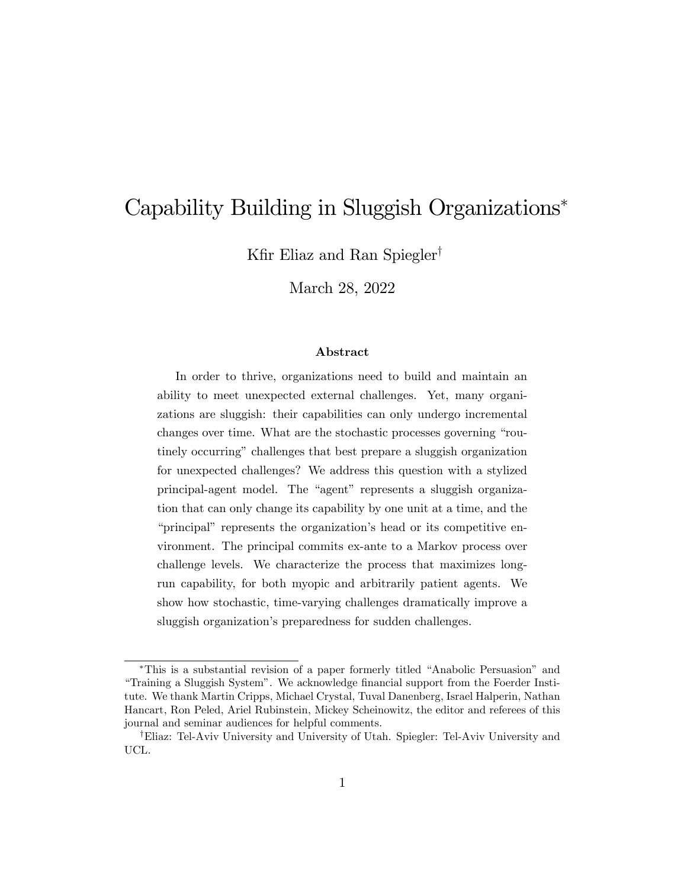# Capability Building in Sluggish Organizations[*]

Kfir Eliaz and Ran Spiegler[†]

March 28, 2022

### Abstract

In order to thrive, organizations need to build and maintain an ability to meet unexpected external challenges. Yet, many organizations are sluggish: their capabilities can only undergo incremental changes over time. What are the stochastic processes governing "routinely occurring" challenges that best prepare a sluggish organization for unexpected challenges? We address this question with a stylized principal-agent model. The "agent" represents a sluggish organization that can only change its capability by one unit at a time, and the "principal" represents the organization's head or its competitive environment. The principal commits ex-ante to a Markov process over challenge levels. We characterize the process that maximizes long-run capability, for both myopic and arbitrarily patient agents. We show how stochastic, time-varying challenges dramatically improve a sluggish organization's preparedness for sudden challenges.

---

[*] This is a substantial revision of a paper formerly titled "Anabolic Persuasion" and "Training a Sluggish System". We acknowledge financial support from the Foerder Institute. We thank Martin Cripps, Michael Crystal, Tuval Danenberg, Israel Halperin, Nathan Hancart, Ron Peled, Ariel Rubinstein, Mickey Scheinowitz, the editor and referees of this journal and seminar audiences for helpful comments.

[†] Eliaz: Tel-Aviv University and University of Utah. Spiegler: Tel-Aviv University and UCL.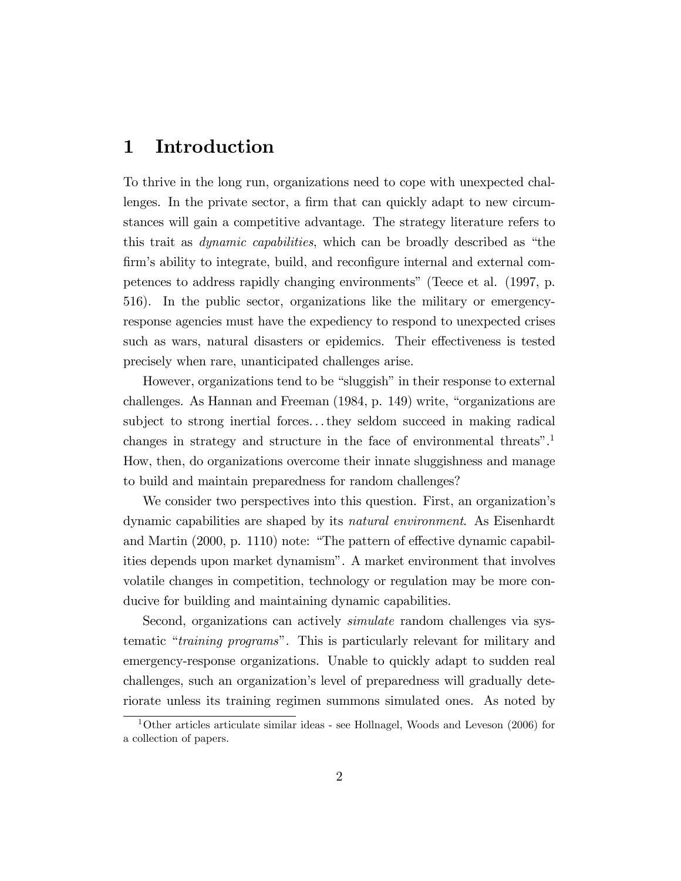# 1 Introduction

To thrive in the long run, organizations need to cope with unexpected challenges. In the private sector, a firm that can quickly adapt to new circumstances will gain a competitive advantage. The strategy literature refers to this trait as *dynamic capabilities*, which can be broadly described as "the firm's ability to integrate, build, and reconfigure internal and external competences to address rapidly changing environments" (Teece et al. (1997, p. 516). In the public sector, organizations like the military or emergency-response agencies must have the expediency to respond to unexpected crises such as wars, natural disasters or epidemics. Their effectiveness is tested precisely when rare, unanticipated challenges arise.

However, organizations tend to be "sluggish" in their response to external challenges. As Hannan and Freeman (1984, p. 149) write, "organizations are subject to strong inertial forces... they seldom succeed in making radical changes in strategy and structure in the face of environmental threats".[1] How, then, do organizations overcome their innate sluggishness and manage to build and maintain preparedness for random challenges?

We consider two perspectives into this question. First, an organization's dynamic capabilities are shaped by its *natural environment*. As Eisenhardt and Martin (2000, p. 1110) note: "The pattern of effective dynamic capabilities depends upon market dynamism". A market environment that involves volatile changes in competition, technology or regulation may be more conducive for building and maintaining dynamic capabilities.

Second, organizations can actively *simulate* random challenges via systematic "*training programs*". This is particularly relevant for military and emergency-response organizations. Unable to quickly adapt to sudden real challenges, such an organization's level of preparedness will gradually deteriorate unless its training regimen summons simulated ones. As noted by

[1] Other articles articulate similar ideas - see Hollnagel, Woods and Leveson (2006) for a collection of papers.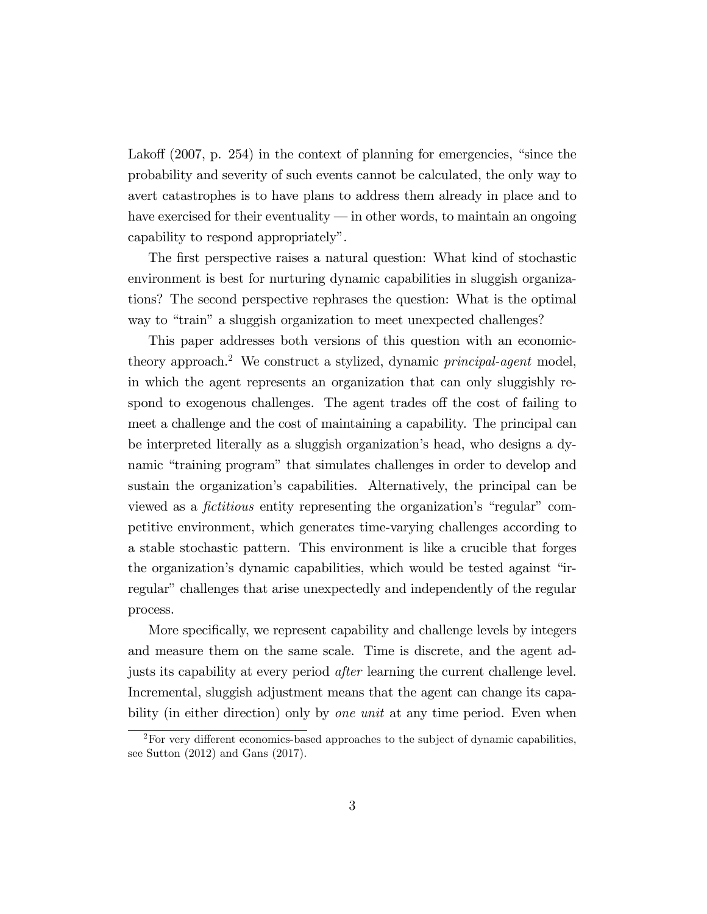Lakoff (2007, p. 254) in the context of planning for emergencies, "since the probability and severity of such events cannot be calculated, the only way to avert catastrophes is to have plans to address them already in place and to have exercised for their eventuality — in other words, to maintain an ongoing capability to respond appropriately".

The first perspective raises a natural question: What kind of stochastic environment is best for nurturing dynamic capabilities in sluggish organizations? The second perspective rephrases the question: What is the optimal way to "train" a sluggish organization to meet unexpected challenges?

This paper addresses both versions of this question with an economic-theory approach.[2] We construct a stylized, dynamic *principal-agent* model, in which the agent represents an organization that can only sluggishly respond to exogenous challenges. The agent trades off the cost of failing to meet a challenge and the cost of maintaining a capability. The principal can be interpreted literally as a sluggish organization's head, who designs a dynamic "training program" that simulates challenges in order to develop and sustain the organization's capabilities. Alternatively, the principal can be viewed as a *fictitious* entity representing the organization's "regular" competitive environment, which generates time-varying challenges according to a stable stochastic pattern. This environment is like a crucible that forges the organization's dynamic capabilities, which would be tested against "irregular" challenges that arise unexpectedly and independently of the regular process.

More specifically, we represent capability and challenge levels by integers and measure them on the same scale. Time is discrete, and the agent adjusts its capability at every period *after* learning the current challenge level. Incremental, sluggish adjustment means that the agent can change its capability (in either direction) only by *one unit* at any time period. Even when

[2] For very different economics-based approaches to the subject of dynamic capabilities, see Sutton (2012) and Gans (2017).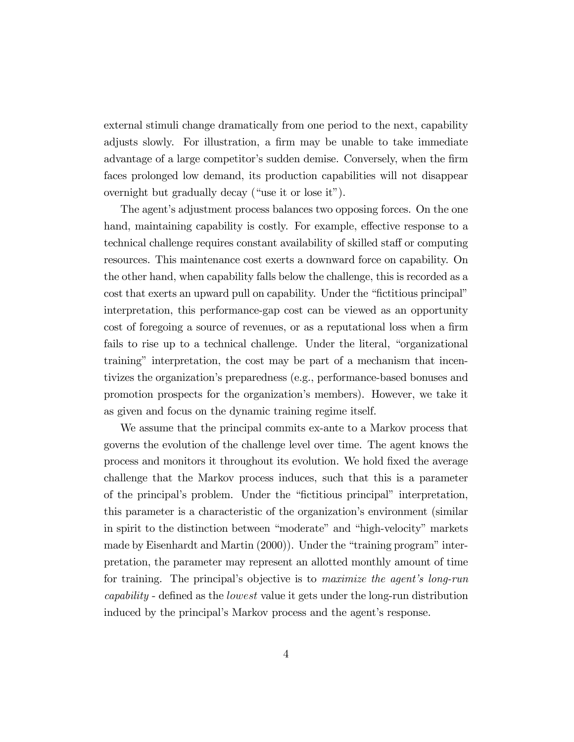external stimuli change dramatically from one period to the next, capability adjusts slowly. For illustration, a firm may be unable to take immediate advantage of a large competitor's sudden demise. Conversely, when the firm faces prolonged low demand, its production capabilities will not disappear overnight but gradually decay ("use it or lose it").

The agent's adjustment process balances two opposing forces. On the one hand, maintaining capability is costly. For example, effective response to a technical challenge requires constant availability of skilled staff or computing resources. This maintenance cost exerts a downward force on capability. On the other hand, when capability falls below the challenge, this is recorded as a cost that exerts an upward pull on capability. Under the "fictitious principal" interpretation, this performance-gap cost can be viewed as an opportunity cost of foregoing a source of revenues, or as a reputational loss when a firm fails to rise up to a technical challenge. Under the literal, "organizational training" interpretation, the cost may be part of a mechanism that incentivizes the organization's preparedness (e.g., performance-based bonuses and promotion prospects for the organization's members). However, we take it as given and focus on the dynamic training regime itself.

We assume that the principal commits ex-ante to a Markov process that governs the evolution of the challenge level over time. The agent knows the process and monitors it throughout its evolution. We hold fixed the average challenge that the Markov process induces, such that this is a parameter of the principal's problem. Under the "fictitious principal" interpretation, this parameter is a characteristic of the organization's environment (similar in spirit to the distinction between "moderate" and "high-velocity" markets made by Eisenhardt and Martin (2000)). Under the "training program" interpretation, the parameter may represent an allotted monthly amount of time for training. The principal's objective is to *maximize the agent's long-run capability* - defined as the *lowest* value it gets under the long-run distribution induced by the principal's Markov process and the agent's response.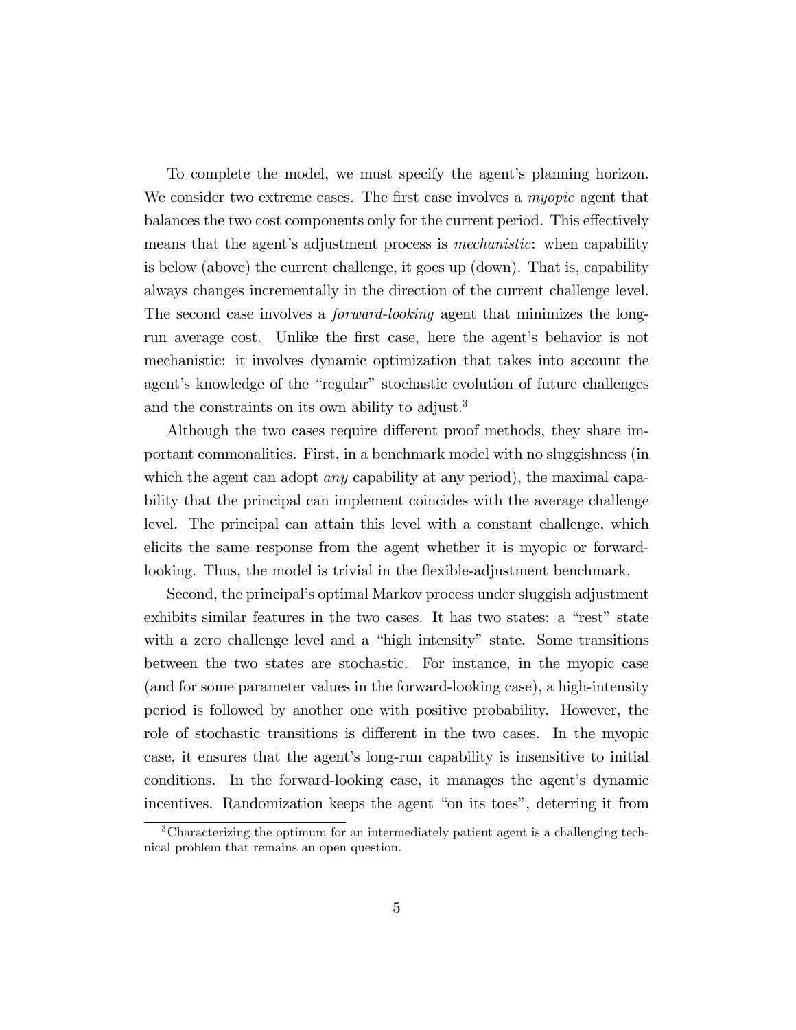To complete the model, we must specify the agent's planning horizon. We consider two extreme cases. The first case involves a *myopic* agent that balances the two cost components only for the current period. This effectively means that the agent's adjustment process is *mechanistic*: when capability is below (above) the current challenge, it goes up (down). That is, capability always changes incrementally in the direction of the current challenge level. The second case involves a *forward-looking* agent that minimizes the long-run average cost. Unlike the first case, here the agent's behavior is not mechanistic: it involves dynamic optimization that takes into account the agent's knowledge of the "regular" stochastic evolution of future challenges and the constraints on its own ability to adjust.[3]

Although the two cases require different proof methods, they share important commonalities. First, in a benchmark model with no sluggishness (in which the agent can adopt *any* capability at any period), the maximal capability that the principal can implement coincides with the average challenge level. The principal can attain this level with a constant challenge, which elicits the same response from the agent whether it is myopic or forward-looking. Thus, the model is trivial in the flexible-adjustment benchmark.

Second, the principal's optimal Markov process under sluggish adjustment exhibits similar features in the two cases. It has two states: a "rest" state with a zero challenge level and a "high intensity" state. Some transitions between the two states are stochastic. For instance, in the myopic case (and for some parameter values in the forward-looking case), a high-intensity period is followed by another one with positive probability. However, the role of stochastic transitions is different in the two cases. In the myopic case, it ensures that the agent's long-run capability is insensitive to initial conditions. In the forward-looking case, it manages the agent's dynamic incentives. Randomization keeps the agent "on its toes", deterring it from

[3] Characterizing the optimum for an intermediately patient agent is a challenging technical problem that remains an open question.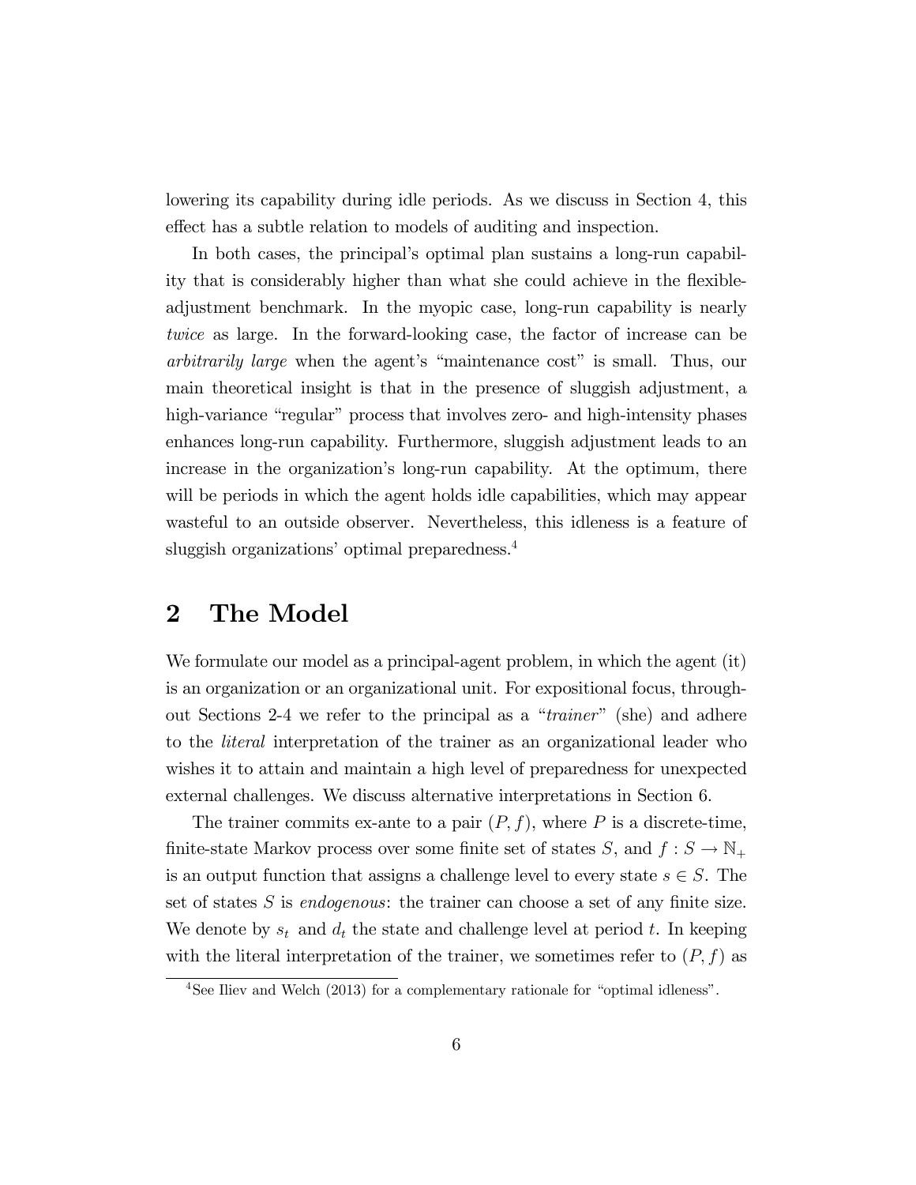lowering its capability during idle periods. As we discuss in Section 4, this effect has a subtle relation to models of auditing and inspection.

In both cases, the principal's optimal plan sustains a long-run capability that is considerably higher than what she could achieve in the flexible-adjustment benchmark. In the myopic case, long-run capability is nearly *twice* as large. In the forward-looking case, the factor of increase can be *arbitrarily large* when the agent's "maintenance cost" is small. Thus, our main theoretical insight is that in the presence of sluggish adjustment, a high-variance "regular" process that involves zero- and high-intensity phases enhances long-run capability. Furthermore, sluggish adjustment leads to an increase in the organization's long-run capability. At the optimum, there will be periods in which the agent holds idle capabilities, which may appear wasteful to an outside observer. Nevertheless, this idleness is a feature of sluggish organizations' optimal preparedness.[4]

## 2 The Model

We formulate our model as a principal-agent problem, in which the agent (it) is an organization or an organizational unit. For expositional focus, throughout Sections 2-4 we refer to the principal as a "*trainer*" (she) and adhere to the *literal* interpretation of the trainer as an organizational leader who wishes it to attain and maintain a high level of preparedness for unexpected external challenges. We discuss alternative interpretations in Section 6.

The trainer commits ex-ante to a pair $(P, f)$, where $P$ is a discrete-time, finite-state Markov process over some finite set of states $S$, and $f : S \to \mathbb{N}_+$ is an output function that assigns a challenge level to every state $s \in S$. The set of states $S$ is *endogenous*: the trainer can choose a set of any finite size. We denote by $s_t$ and $d_t$ the state and challenge level at period $t$. In keeping with the literal interpretation of the trainer, we sometimes refer to $(P, f)$ as

[4] See Iliev and Welch (2013) for a complementary rationale for "optimal idleness".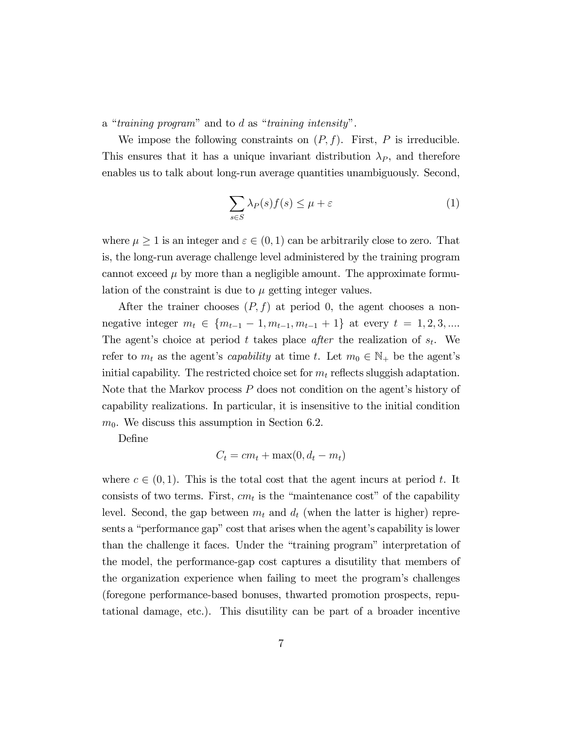a "*training program*" and to $d$ as "*training intensity*".

We impose the following constraints on $(P, f)$. First, $P$ is irreducible. This ensures that it has a unique invariant distribution $\lambda_P$, and therefore enables us to talk about long-run average quantities unambiguously. Second,

$$\sum_{s \in S} \lambda_P(s) f(s) \leq \mu + \varepsilon \tag{1}$$

where $\mu \geq 1$ is an integer and $\varepsilon \in (0, 1)$ can be arbitrarily close to zero. That is, the long-run average challenge level administered by the training program cannot exceed $\mu$ by more than a negligible amount. The approximate formulation of the constraint is due to $\mu$ getting integer values.

After the trainer chooses $(P, f)$ at period 0, the agent chooses a non-negative integer $m_t \in \{m_{t-1} - 1, m_{t-1}, m_{t-1} + 1\}$ at every $t = 1, 2, 3, ....$ The agent's choice at period $t$ takes place *after* the realization of $s_t$. We refer to $m_t$ as the agent's *capability* at time $t$. Let $m_0 \in \mathbb{N}_+$ be the agent's initial capability. The restricted choice set for $m_t$ reflects sluggish adaptation. Note that the Markov process $P$ does not condition on the agent's history of capability realizations. In particular, it is insensitive to the initial condition $m_0$. We discuss this assumption in Section 6.2.

Define

$$C_t = cm_t + \max(0, d_t - m_t)$$

where $c \in (0, 1)$. This is the total cost that the agent incurs at period $t$. It consists of two terms. First, $cm_t$ is the "maintenance cost" of the capability level. Second, the gap between $m_t$ and $d_t$ (when the latter is higher) represents a "performance gap" cost that arises when the agent's capability is lower than the challenge it faces. Under the "training program" interpretation of the model, the performance-gap cost captures a disutility that members of the organization experience when failing to meet the program's challenges (foregone performance-based bonuses, thwarted promotion prospects, reputational damage, etc.). This disutility can be part of a broader incentive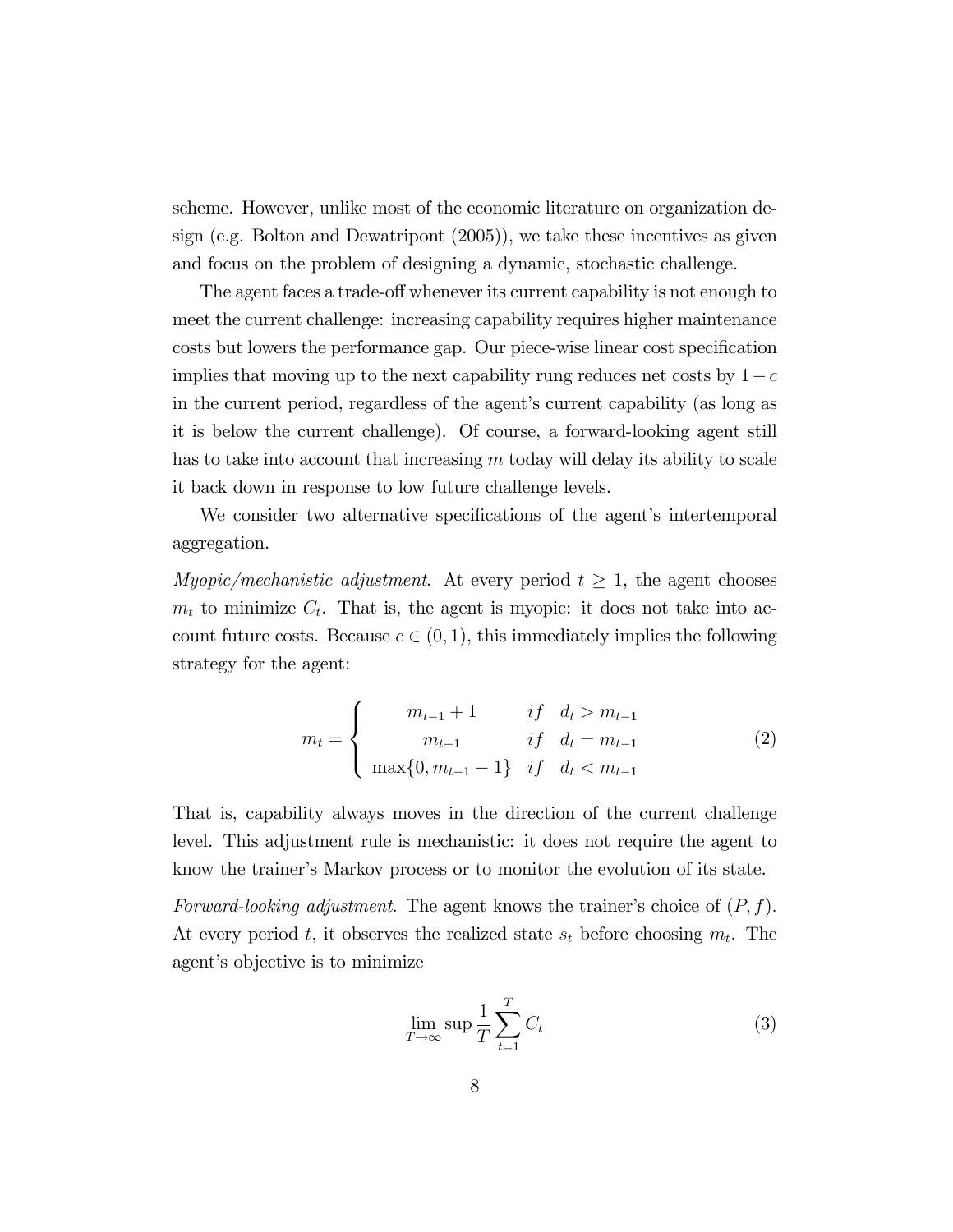scheme. However, unlike most of the economic literature on organization design (e.g. Bolton and Dewatripont (2005)), we take these incentives as given and focus on the problem of designing a dynamic, stochastic challenge.

The agent faces a trade-off whenever its current capability is not enough to meet the current challenge: increasing capability requires higher maintenance costs but lowers the performance gap. Our piece-wise linear cost specification implies that moving up to the next capability rung reduces net costs by $1-c$ in the current period, regardless of the agent's current capability (as long as it is below the current challenge). Of course, a forward-looking agent still has to take into account that increasing $m$ today will delay its ability to scale it back down in response to low future challenge levels.

We consider two alternative specifications of the agent's intertemporal aggregation.

*Myopic/mechanistic adjustment*. At every period $t \geq 1$, the agent chooses $m_t$ to minimize $C_t$. That is, the agent is myopic: it does not take into account future costs. Because $c \in (0,1)$, this immediately implies the following strategy for the agent:

$$m_t = \begin{cases} m_{t-1}+1 & if \quad d_t > m_{t-1} \\ m_{t-1} & if \quad d_t = m_{t-1} \\ \max\{0, m_{t-1}-1\} & if \quad d_t < m_{t-1} \end{cases} \tag{2}$$

That is, capability always moves in the direction of the current challenge level. This adjustment rule is mechanistic: it does not require the agent to know the trainer's Markov process or to monitor the evolution of its state.

*Forward-looking adjustment*. The agent knows the trainer's choice of $(P, f)$. At every period $t$, it observes the realized state $s_t$ before choosing $m_t$. The agent's objective is to minimize

$$\lim_{T\to\infty} \sup \frac{1}{T} \sum_{t=1}^{T} C_t \tag{3}$$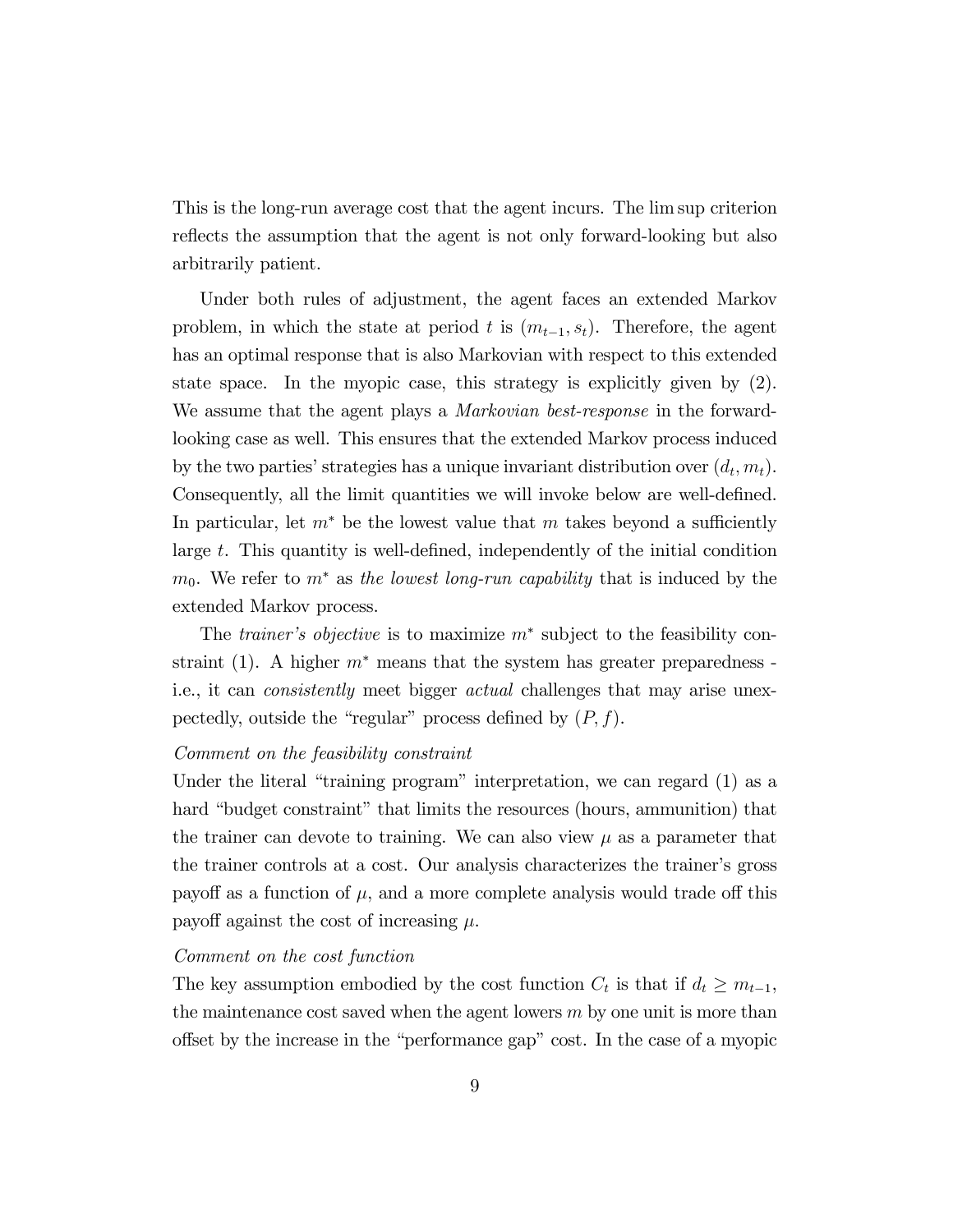This is the long-run average cost that the agent incurs. The lim sup criterion reflects the assumption that the agent is not only forward-looking but also arbitrarily patient.

Under both rules of adjustment, the agent faces an extended Markov problem, in which the state at period $t$ is $(m_{t-1}, s_t)$. Therefore, the agent has an optimal response that is also Markovian with respect to this extended state space. In the myopic case, this strategy is explicitly given by (2). We assume that the agent plays a *Markovian best-response* in the forward-looking case as well. This ensures that the extended Markov process induced by the two parties' strategies has a unique invariant distribution over $(d_t, m_t)$. Consequently, all the limit quantities we will invoke below are well-defined. In particular, let $m^*$ be the lowest value that $m$ takes beyond a sufficiently large $t$. This quantity is well-defined, independently of the initial condition $m_0$. We refer to $m^*$ as *the lowest long-run capability* that is induced by the extended Markov process.

The *trainer's objective* is to maximize $m^*$ subject to the feasibility constraint (1). A higher $m^*$ means that the system has greater preparedness - i.e., it can *consistently* meet bigger *actual* challenges that may arise unexpectedly, outside the "regular" process defined by $(P, f)$.

*Comment on the feasibility constraint*

Under the literal "training program" interpretation, we can regard (1) as a hard "budget constraint" that limits the resources (hours, ammunition) that the trainer can devote to training. We can also view $\mu$ as a parameter that the trainer controls at a cost. Our analysis characterizes the trainer's gross payoff as a function of $\mu$, and a more complete analysis would trade off this payoff against the cost of increasing $\mu$.

*Comment on the cost function*

The key assumption embodied by the cost function $C_t$ is that if $d_t \geq m_{t-1}$, the maintenance cost saved when the agent lowers $m$ by one unit is more than offset by the increase in the "performance gap" cost. In the case of a myopic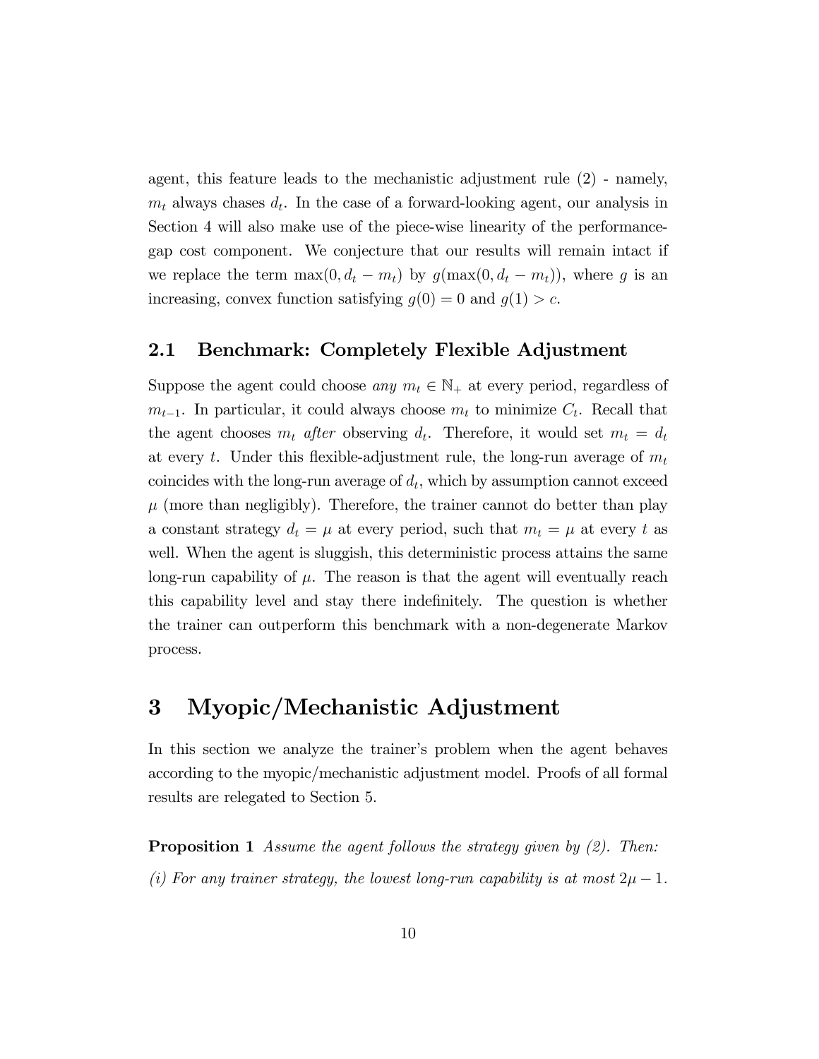agent, this feature leads to the mechanistic adjustment rule (2) - namely, $m_t$ always chases $d_t$. In the case of a forward-looking agent, our analysis in Section 4 will also make use of the piece-wise linearity of the performance-gap cost component. We conjecture that our results will remain intact if we replace the term $\max(0, d_t - m_t)$ by $g(\max(0, d_t - m_t))$, where $g$ is an increasing, convex function satisfying $g(0) = 0$ and $g(1) > c$.

## 2.1 Benchmark: Completely Flexible Adjustment

Suppose the agent could choose *any* $m_t \in \mathbb{N}_+$ at every period, regardless of $m_{t-1}$. In particular, it could always choose $m_t$ to minimize $C_t$. Recall that the agent chooses $m_t$ *after* observing $d_t$. Therefore, it would set $m_t = d_t$ at every $t$. Under this flexible-adjustment rule, the long-run average of $m_t$ coincides with the long-run average of $d_t$, which by assumption cannot exceed $\mu$ (more than negligibly). Therefore, the trainer cannot do better than play a constant strategy $d_t = \mu$ at every period, such that $m_t = \mu$ at every $t$ as well. When the agent is sluggish, this deterministic process attains the same long-run capability of $\mu$. The reason is that the agent will eventually reach this capability level and stay there indefinitely. The question is whether the trainer can outperform this benchmark with a non-degenerate Markov process.

# 3 Myopic/Mechanistic Adjustment

In this section we analyze the trainer's problem when the agent behaves according to the myopic/mechanistic adjustment model. Proofs of all formal results are relegated to Section 5.

**Proposition 1** *Assume the agent follows the strategy given by (2). Then:*

*(i) For any trainer strategy, the lowest long-run capability is at most $2\mu - 1$.*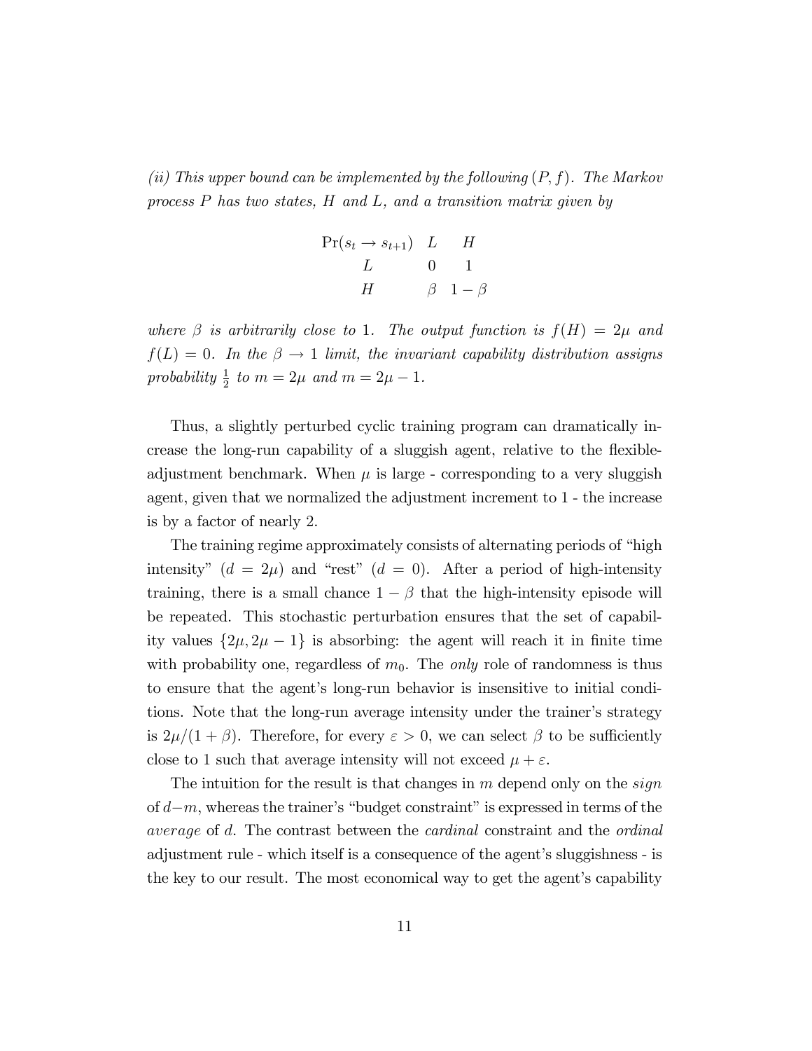*(ii) This upper bound can be implemented by the following $(P, f)$. The Markov process $P$ has two states, $H$ and $L$, and a transition matrix given by*

| $\Pr(s_t \to s_{t+1})$ | $L$ | $H$ |
|---|---|---|
| $L$ | $0$ | $1$ |
| $H$ | $\beta$ | $1-\beta$ |

*where $\beta$ is arbitrarily close to 1. The output function is $f(H) = 2\mu$ and $f(L) = 0$. In the $\beta \to 1$ limit, the invariant capability distribution assigns probability $\frac{1}{2}$ to $m = 2\mu$ and $m = 2\mu - 1$.*

Thus, a slightly perturbed cyclic training program can dramatically increase the long-run capability of a sluggish agent, relative to the flexible-adjustment benchmark. When $\mu$ is large - corresponding to a very sluggish agent, given that we normalized the adjustment increment to 1 - the increase is by a factor of nearly 2.

The training regime approximately consists of alternating periods of "high intensity" ($d = 2\mu$) and "rest" ($d = 0$). After a period of high-intensity training, there is a small chance $1 - \beta$ that the high-intensity episode will be repeated. This stochastic perturbation ensures that the set of capability values $\{2\mu, 2\mu - 1\}$ is absorbing: the agent will reach it in finite time with probability one, regardless of $m_0$. The *only* role of randomness is thus to ensure that the agent's long-run behavior is insensitive to initial conditions. Note that the long-run average intensity under the trainer's strategy is $2\mu/(1 + \beta)$. Therefore, for every $\varepsilon > 0$, we can select $\beta$ to be sufficiently close to 1 such that average intensity will not exceed $\mu + \varepsilon$.

The intuition for the result is that changes in $m$ depend only on the *sign* of $d - m$, whereas the trainer's "budget constraint" is expressed in terms of the *average* of $d$. The contrast between the *cardinal* constraint and the *ordinal* adjustment rule - which itself is a consequence of the agent's sluggishness - is the key to our result. The most economical way to get the agent's capability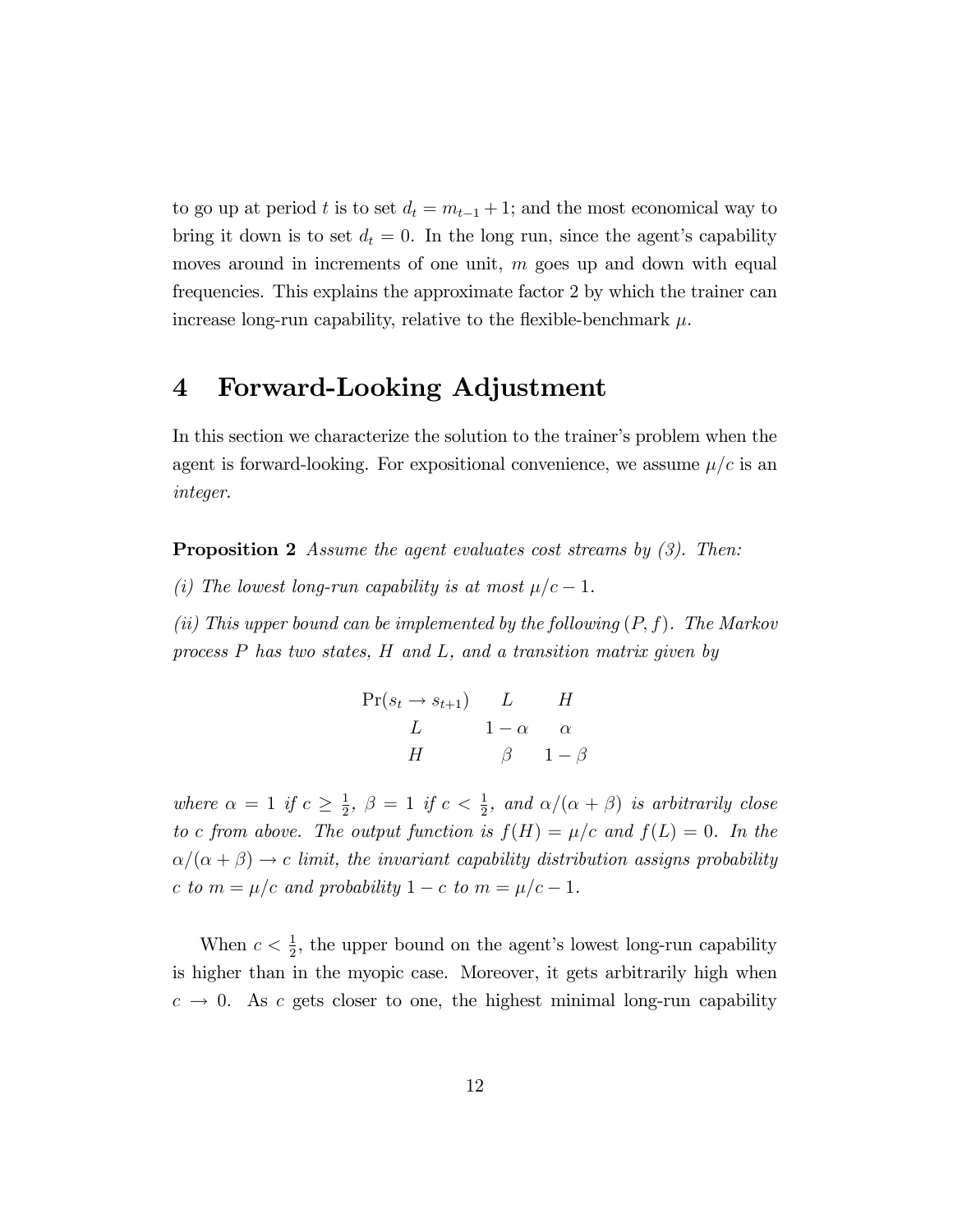to go up at period $t$ is to set $d_t = m_{t-1} + 1$; and the most economical way to bring it down is to set $d_t = 0$. In the long run, since the agent's capability moves around in increments of one unit, $m$ goes up and down with equal frequencies. This explains the approximate factor 2 by which the trainer can increase long-run capability, relative to the flexible-benchmark $\mu$.

# 4 Forward-Looking Adjustment

In this section we characterize the solution to the trainer's problem when the agent is forward-looking. For expositional convenience, we assume $\mu/c$ is an *integer*.

**Proposition 2** *Assume the agent evaluates cost streams by (3). Then:*

*(i) The lowest long-run capability is at most $\mu/c - 1$.*

*(ii) This upper bound can be implemented by the following $(P, f)$. The Markov process $P$ has two states, $H$ and $L$, and a transition matrix given by*

| $\Pr(s_t \to s_{t+1})$ | $L$ | $H$ |
|---|---|---|
| $L$ | $1-\alpha$ | $\alpha$ |
| $H$ | $\beta$ | $1-\beta$ |

*where $\alpha = 1$ if $c \geq \frac{1}{2}$, $\beta = 1$ if $c < \frac{1}{2}$, and $\alpha/(\alpha+\beta)$ is arbitrarily close to $c$ from above. The output function is $f(H) = \mu/c$ and $f(L) = 0$. In the $\alpha/(\alpha+\beta) \to c$ limit, the invariant capability distribution assigns probability $c$ to $m = \mu/c$ and probability $1-c$ to $m = \mu/c - 1$.*

When $c < \frac{1}{2}$, the upper bound on the agent's lowest long-run capability is higher than in the myopic case. Moreover, it gets arbitrarily high when $c \to 0$. As $c$ gets closer to one, the highest minimal long-run capability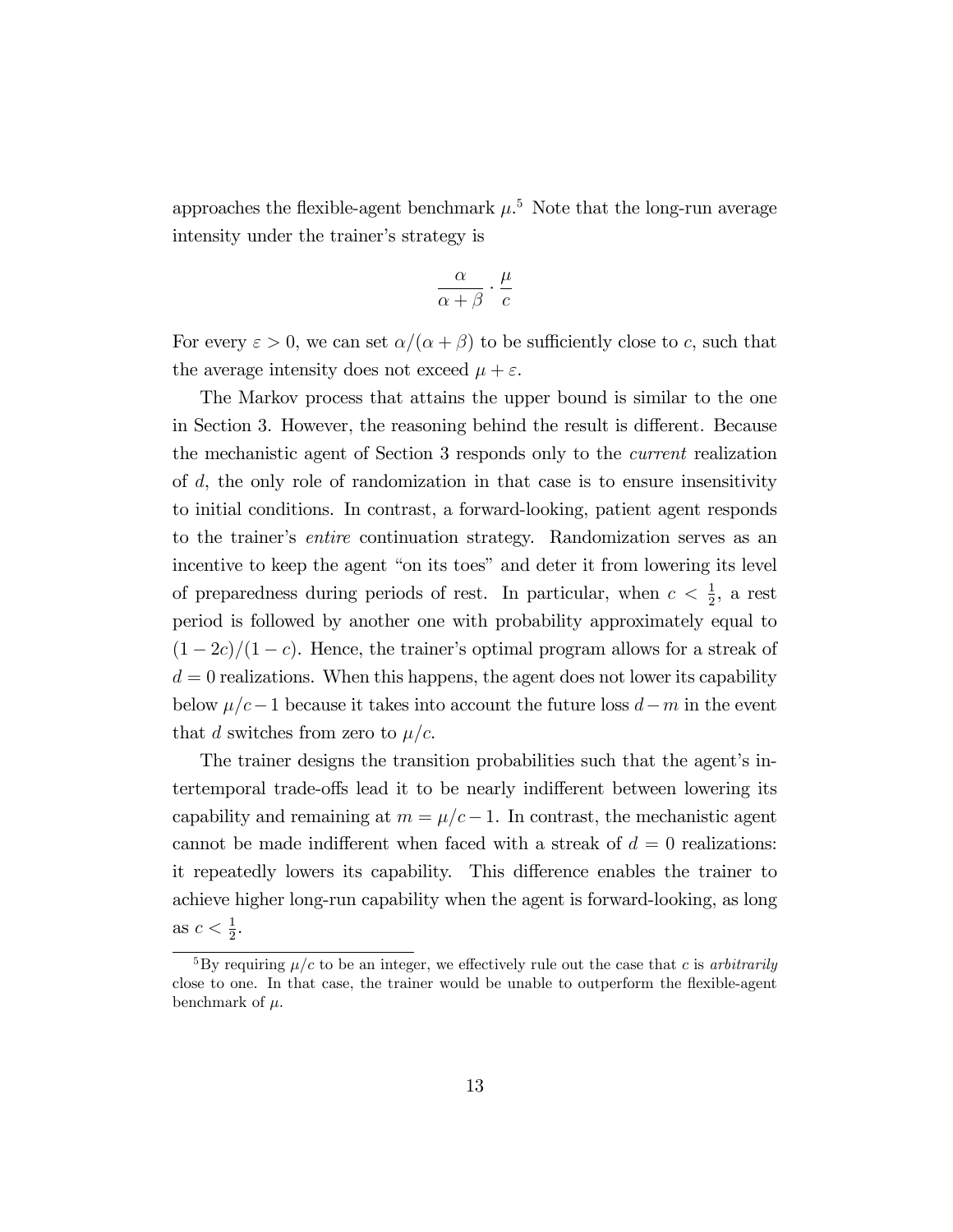approaches the flexible-agent benchmark $\mu$.[5] Note that the long-run average intensity under the trainer's strategy is

$$\frac{\alpha}{\alpha+\beta}\cdot\frac{\mu}{c}$$

For every $\varepsilon > 0$, we can set $\alpha/(\alpha+\beta)$ to be sufficiently close to $c$, such that the average intensity does not exceed $\mu+\varepsilon$.

The Markov process that attains the upper bound is similar to the one in Section 3. However, the reasoning behind the result is different. Because the mechanistic agent of Section 3 responds only to the *current* realization of $d$, the only role of randomization in that case is to ensure insensitivity to initial conditions. In contrast, a forward-looking, patient agent responds to the trainer's *entire* continuation strategy. Randomization serves as an incentive to keep the agent "on its toes" and deter it from lowering its level of preparedness during periods of rest. In particular, when $c < \frac{1}{2}$, a rest period is followed by another one with probability approximately equal to $(1-2c)/(1-c)$. Hence, the trainer's optimal program allows for a streak of $d = 0$ realizations. When this happens, the agent does not lower its capability below $\mu/c - 1$ because it takes into account the future loss $d - m$ in the event that $d$ switches from zero to $\mu/c$.

The trainer designs the transition probabilities such that the agent's intertemporal trade-offs lead it to be nearly indifferent between lowering its capability and remaining at $m = \mu/c - 1$. In contrast, the mechanistic agent cannot be made indifferent when faced with a streak of $d = 0$ realizations: it repeatedly lowers its capability. This difference enables the trainer to achieve higher long-run capability when the agent is forward-looking, as long as $c < \frac{1}{2}$.

[5] By requiring $\mu/c$ to be an integer, we effectively rule out the case that $c$ is *arbitrarily* close to one. In that case, the trainer would be unable to outperform the flexible-agent benchmark of $\mu$.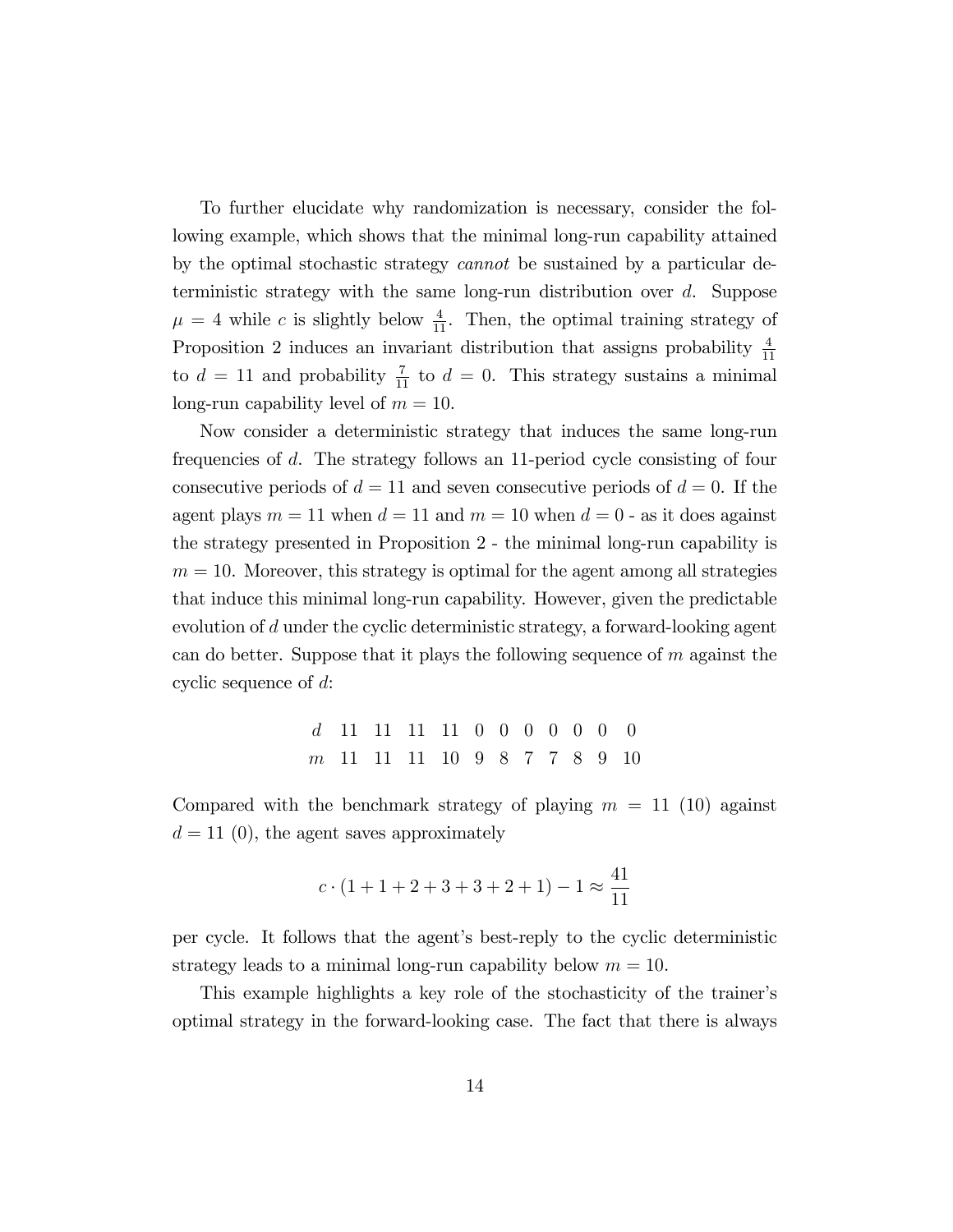To further elucidate why randomization is necessary, consider the following example, which shows that the minimal long-run capability attained by the optimal stochastic strategy *cannot* be sustained by a particular deterministic strategy with the same long-run distribution over $d$. Suppose $\mu = 4$ while $c$ is slightly below $\frac{4}{11}$. Then, the optimal training strategy of Proposition 2 induces an invariant distribution that assigns probability $\frac{4}{11}$ to $d = 11$ and probability $\frac{7}{11}$ to $d = 0$. This strategy sustains a minimal long-run capability level of $m = 10$.

Now consider a deterministic strategy that induces the same long-run frequencies of $d$. The strategy follows an 11-period cycle consisting of four consecutive periods of $d = 11$ and seven consecutive periods of $d = 0$. If the agent plays $m = 11$ when $d = 11$ and $m = 10$ when $d = 0$ - as it does against the strategy presented in Proposition 2 - the minimal long-run capability is $m = 10$. Moreover, this strategy is optimal for the agent among all strategies that induce this minimal long-run capability. However, given the predictable evolution of $d$ under the cyclic deterministic strategy, a forward-looking agent can do better. Suppose that it plays the following sequence of $m$ against the cyclic sequence of $d$:

| $d$ | 11 | 11 | 11 | 11 | 0 | 0 | 0 | 0 | 0 | 0 | 0 |
|---|---|---|---|---|---|---|---|---|---|---|---|
| $m$ | 11 | 11 | 11 | 10 | 9 | 8 | 7 | 7 | 8 | 9 | 10 |

Compared with the benchmark strategy of playing $m = 11$ (10) against $d = 11$ (0), the agent saves approximately

$$c \cdot (1 + 1 + 2 + 3 + 3 + 2 + 1) - 1 \approx \frac{41}{11}$$

per cycle. It follows that the agent's best-reply to the cyclic deterministic strategy leads to a minimal long-run capability below $m = 10$.

This example highlights a key role of the stochasticity of the trainer's optimal strategy in the forward-looking case. The fact that there is always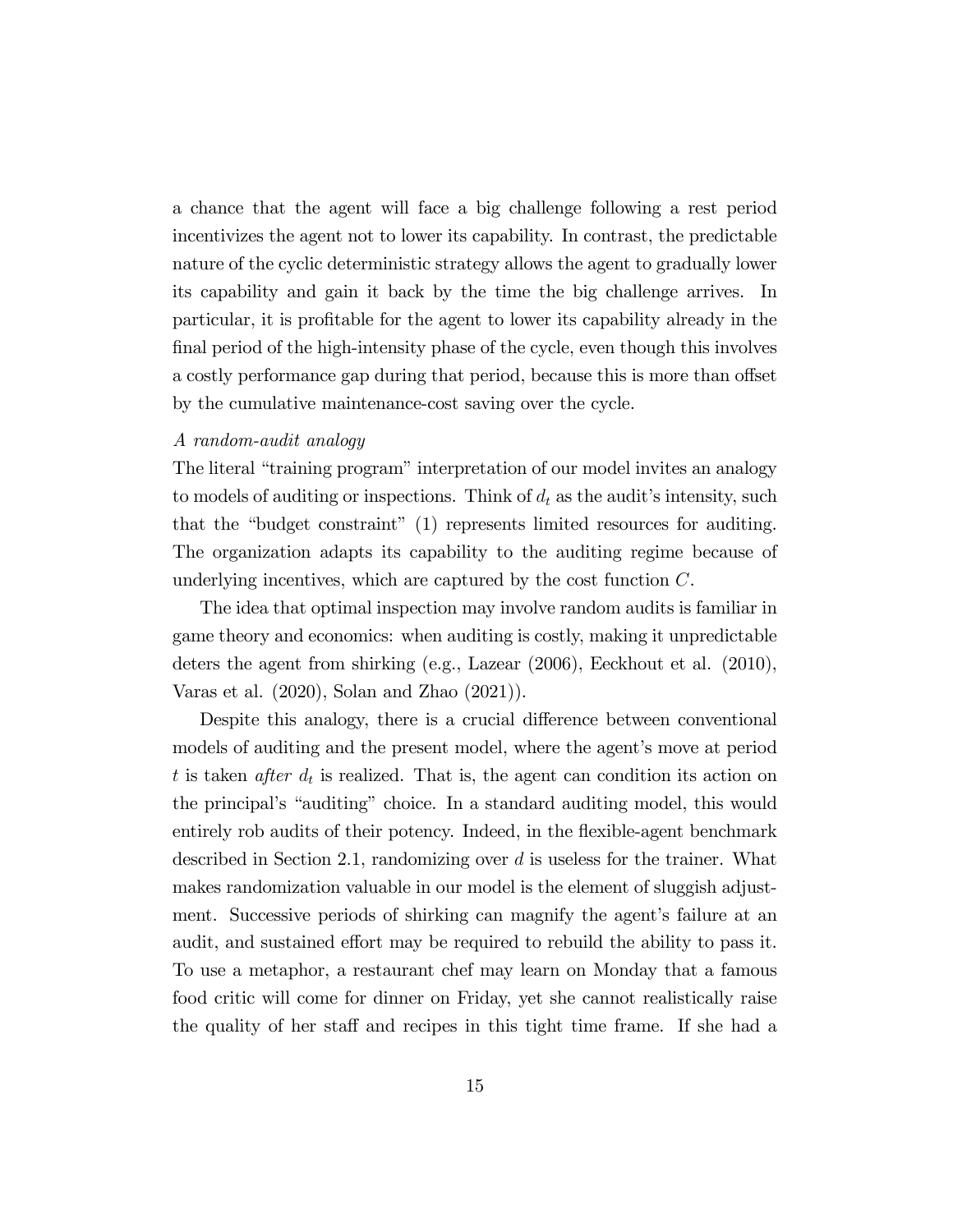a chance that the agent will face a big challenge following a rest period incentivizes the agent not to lower its capability. In contrast, the predictable nature of the cyclic deterministic strategy allows the agent to gradually lower its capability and gain it back by the time the big challenge arrives. In particular, it is profitable for the agent to lower its capability already in the final period of the high-intensity phase of the cycle, even though this involves a costly performance gap during that period, because this is more than offset by the cumulative maintenance-cost saving over the cycle.

*A random-audit analogy*

The literal "training program" interpretation of our model invites an analogy to models of auditing or inspections. Think of $d_t$ as the audit's intensity, such that the "budget constraint" (1) represents limited resources for auditing. The organization adapts its capability to the auditing regime because of underlying incentives, which are captured by the cost function $C$.

The idea that optimal inspection may involve random audits is familiar in game theory and economics: when auditing is costly, making it unpredictable deters the agent from shirking (e.g., Lazear (2006), Eeckhout et al. (2010), Varas et al. (2020), Solan and Zhao (2021)).

Despite this analogy, there is a crucial difference between conventional models of auditing and the present model, where the agent's move at period $t$ is taken *after* $d_t$ is realized. That is, the agent can condition its action on the principal's "auditing" choice. In a standard auditing model, this would entirely rob audits of their potency. Indeed, in the flexible-agent benchmark described in Section 2.1, randomizing over $d$ is useless for the trainer. What makes randomization valuable in our model is the element of sluggish adjustment. Successive periods of shirking can magnify the agent's failure at an audit, and sustained effort may be required to rebuild the ability to pass it. To use a metaphor, a restaurant chef may learn on Monday that a famous food critic will come for dinner on Friday, yet she cannot realistically raise the quality of her staff and recipes in this tight time frame. If she had a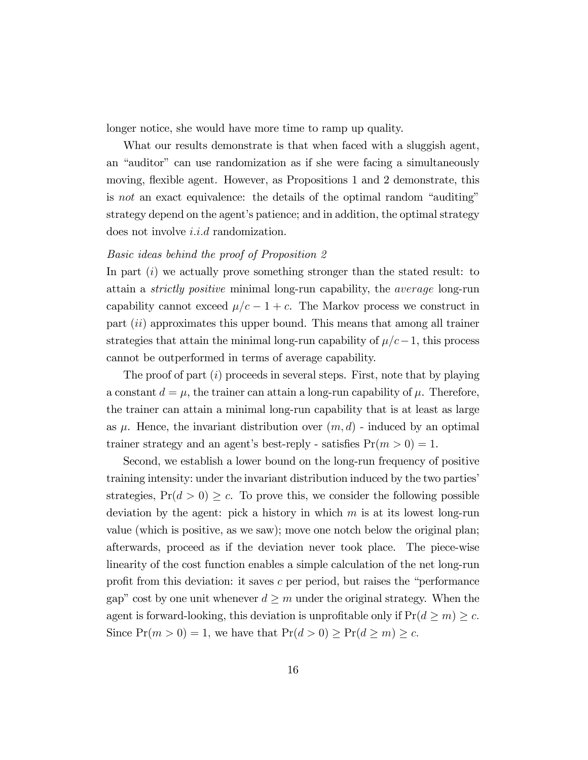longer notice, she would have more time to ramp up quality.

What our results demonstrate is that when faced with a sluggish agent, an "auditor" can use randomization as if she were facing a simultaneously moving, flexible agent. However, as Propositions 1 and 2 demonstrate, this is *not* an exact equivalence: the details of the optimal random "auditing" strategy depend on the agent's patience; and in addition, the optimal strategy does not involve *i.i.d* randomization.

*Basic ideas behind the proof of Proposition 2*

In part $(i)$ we actually prove something stronger than the stated result: to attain a *strictly positive* minimal long-run capability, the *average* long-run capability cannot exceed $\mu/c - 1 + c$. The Markov process we construct in part $(ii)$ approximates this upper bound. This means that among all trainer strategies that attain the minimal long-run capability of $\mu/c - 1$, this process cannot be outperformed in terms of average capability.

The proof of part $(i)$ proceeds in several steps. First, note that by playing a constant $d = \mu$, the trainer can attain a long-run capability of $\mu$. Therefore, the trainer can attain a minimal long-run capability that is at least as large as $\mu$. Hence, the invariant distribution over $(m, d)$ - induced by an optimal trainer strategy and an agent's best-reply - satisfies $\Pr(m > 0) = 1$.

Second, we establish a lower bound on the long-run frequency of positive training intensity: under the invariant distribution induced by the two parties' strategies, $\Pr(d > 0) \geq c$. To prove this, we consider the following possible deviation by the agent: pick a history in which $m$ is at its lowest long-run value (which is positive, as we saw); move one notch below the original plan; afterwards, proceed as if the deviation never took place. The piece-wise linearity of the cost function enables a simple calculation of the net long-run profit from this deviation: it saves $c$ per period, but raises the "performance gap" cost by one unit whenever $d \geq m$ under the original strategy. When the agent is forward-looking, this deviation is unprofitable only if $\Pr(d \geq m) \geq c$. Since $\Pr(m > 0) = 1$, we have that $\Pr(d > 0) \geq \Pr(d \geq m) \geq c$.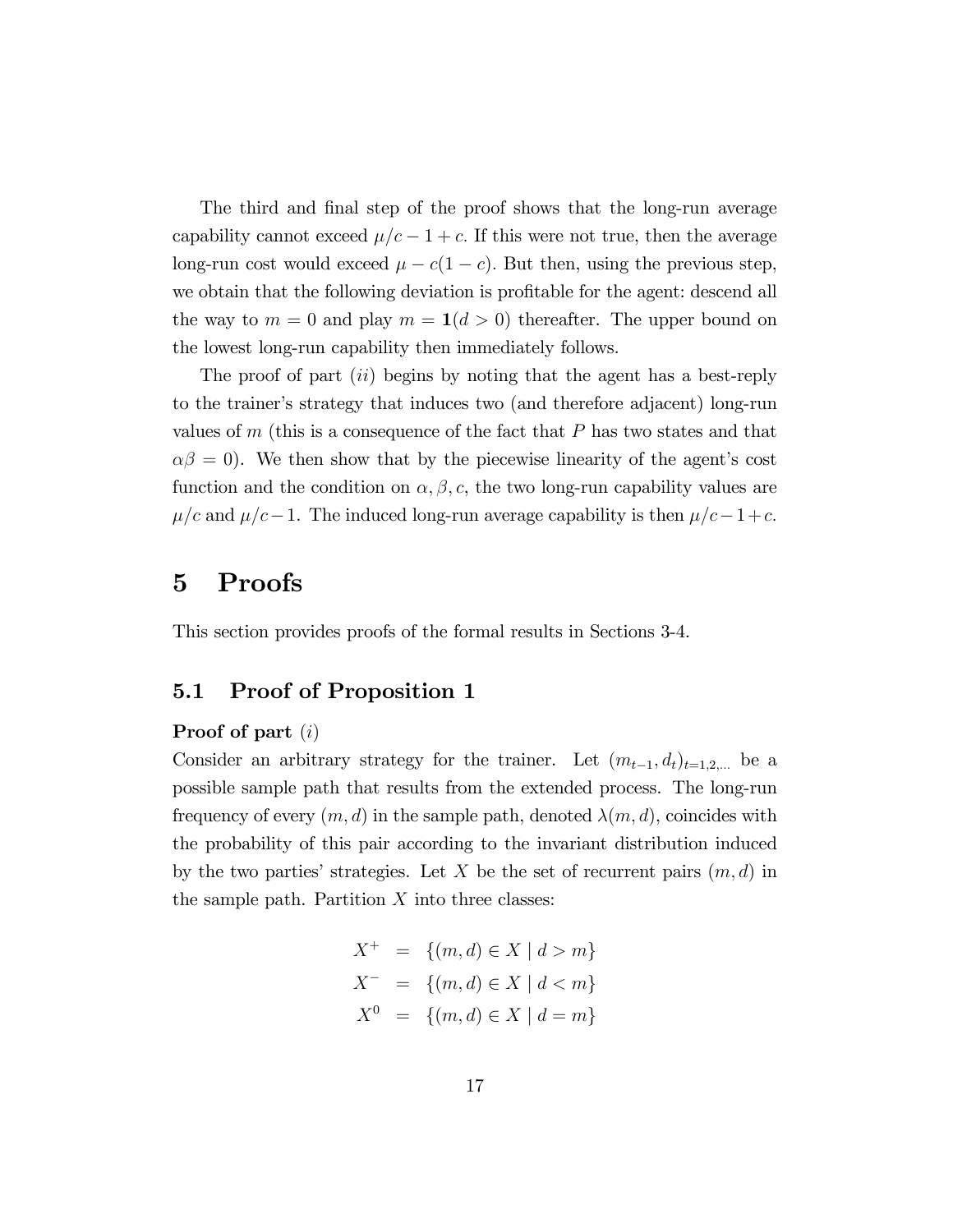The third and final step of the proof shows that the long-run average capability cannot exceed $\mu/c - 1 + c$. If this were not true, then the average long-run cost would exceed $\mu - c(1-c)$. But then, using the previous step, we obtain that the following deviation is profitable for the agent: descend all the way to $m = 0$ and play $m = \mathbf{1}(d > 0)$ thereafter. The upper bound on the lowest long-run capability then immediately follows.

The proof of part $(ii)$ begins by noting that the agent has a best-reply to the trainer's strategy that induces two (and therefore adjacent) long-run values of $m$ (this is a consequence of the fact that $P$ has two states and that $\alpha\beta = 0$). We then show that by the piecewise linearity of the agent's cost function and the condition on $\alpha, \beta, c$, the two long-run capability values are $\mu/c$ and $\mu/c - 1$. The induced long-run average capability is then $\mu/c - 1 + c$.

# 5 Proofs

This section provides proofs of the formal results in Sections 3-4.

## 5.1 Proof of Proposition 1

**Proof of part** $(i)$

Consider an arbitrary strategy for the trainer. Let $(m_{t-1}, d_t)_{t=1,2,...}$ be a possible sample path that results from the extended process. The long-run frequency of every $(m, d)$ in the sample path, denoted $\lambda(m, d)$, coincides with the probability of this pair according to the invariant distribution induced by the two parties' strategies. Let $X$ be the set of recurrent pairs $(m, d)$ in the sample path. Partition $X$ into three classes:

$$
\begin{aligned}
X^{+} &= \{(m, d) \in X \mid d > m\} \\
X^{-} &= \{(m, d) \in X \mid d < m\} \\
X^{0} &= \{(m, d) \in X \mid d = m\}
\end{aligned}
$$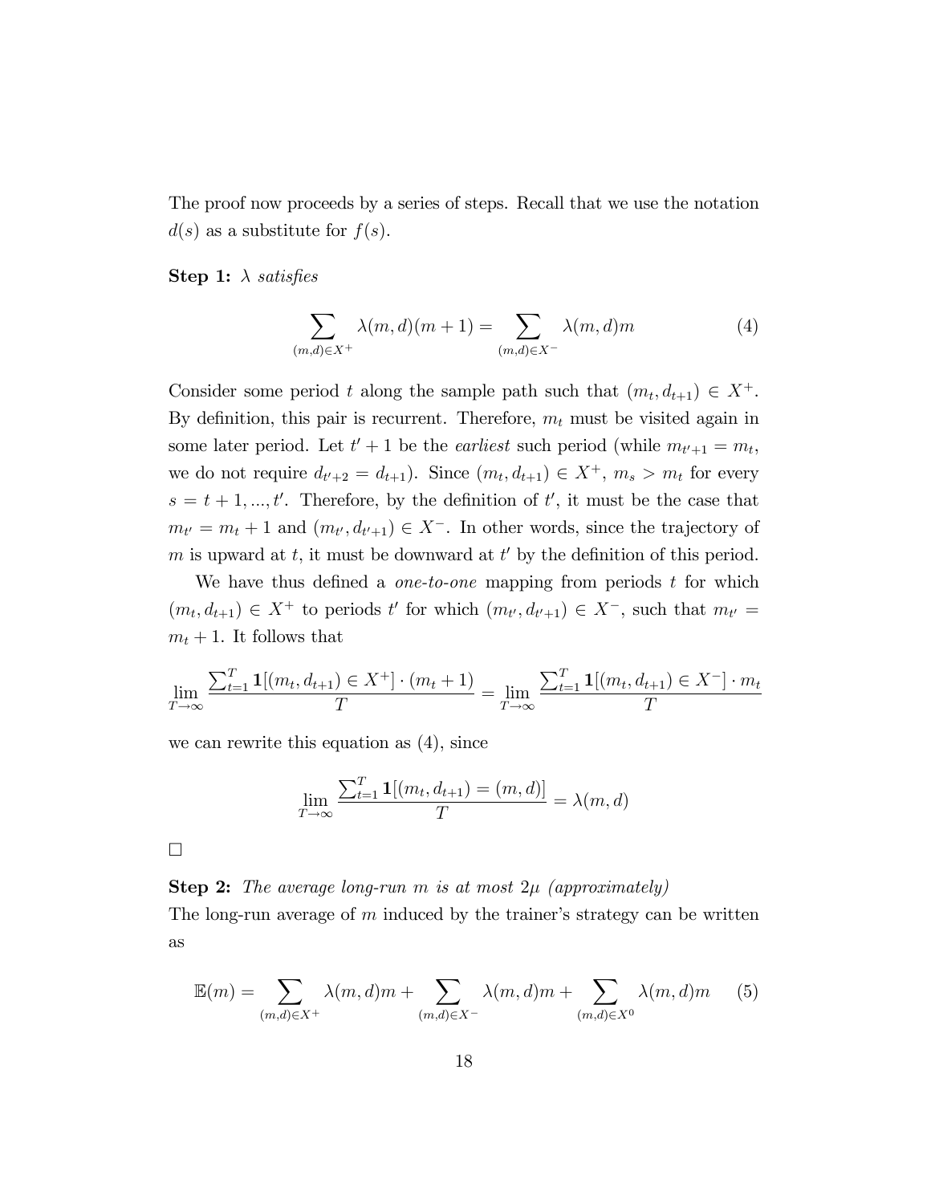The proof now proceeds by a series of steps. Recall that we use the notation $d(s)$ as a substitute for $f(s)$.

**Step 1:** *$\lambda$ satisfies*

$$\sum_{(m,d)\in X^+} \lambda(m,d)(m+1) = \sum_{(m,d)\in X^-} \lambda(m,d)m \tag{4}$$

Consider some period $t$ along the sample path such that $(m_t, d_{t+1}) \in X^+$. By definition, this pair is recurrent. Therefore, $m_t$ must be visited again in some later period. Let $t'+1$ be the *earliest* such period (while $m_{t'+1} = m_t$, we do not require $d_{t'+2} = d_{t+1}$). Since $(m_t, d_{t+1}) \in X^+$, $m_s > m_t$ for every $s = t+1, ..., t'$. Therefore, by the definition of $t'$, it must be the case that $m_{t'} = m_t + 1$ and $(m_{t'}, d_{t'+1}) \in X^-$. In other words, since the trajectory of $m$ is upward at $t$, it must be downward at $t'$ by the definition of this period.

We have thus defined a *one-to-one* mapping from periods $t$ for which $(m_t, d_{t+1}) \in X^+$ to periods $t'$ for which $(m_{t'}, d_{t'+1}) \in X^-$, such that $m_{t'} = m_t + 1$. It follows that

$$\lim_{T\to\infty} \frac{\sum_{t=1}^T \mathbf{1}[(m_t, d_{t+1}) \in X^+] \cdot (m_t+1)}{T} = \lim_{T\to\infty} \frac{\sum_{t=1}^T \mathbf{1}[(m_t, d_{t+1}) \in X^-] \cdot m_t}{T}$$

we can rewrite this equation as (4), since

$$\lim_{T\to\infty} \frac{\sum_{t=1}^T \mathbf{1}[(m_t, d_{t+1}) = (m,d)]}{T} = \lambda(m,d)$$

□

**Step 2:** *The average long-run $m$ is at most $2\mu$ (approximately)*

The long-run average of $m$ induced by the trainer's strategy can be written as

$$\mathbb{E}(m) = \sum_{(m,d)\in X^+} \lambda(m,d)m + \sum_{(m,d)\in X^-} \lambda(m,d)m + \sum_{(m,d)\in X^0} \lambda(m,d)m \tag{5}$$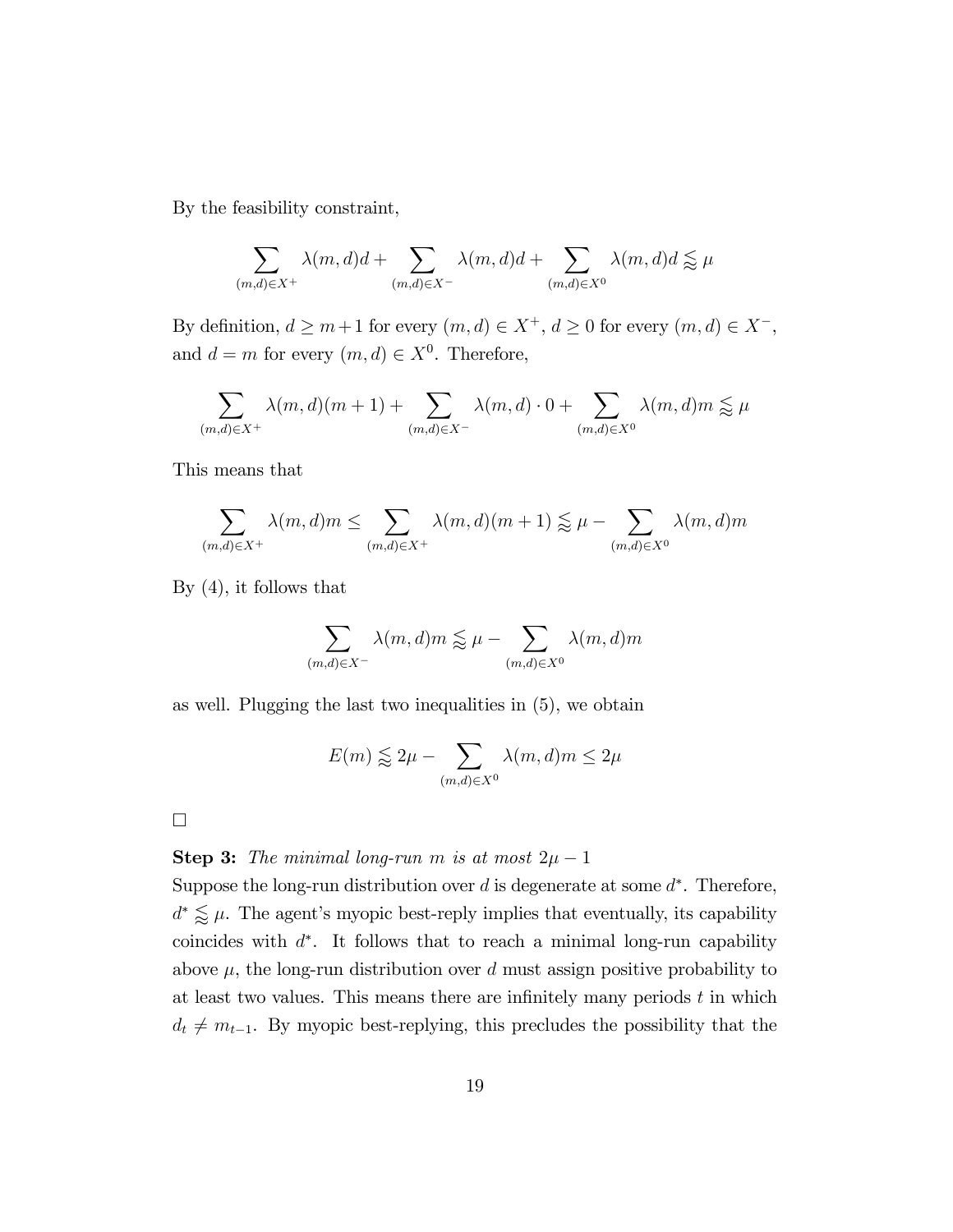By the feasibility constraint,

$$\sum_{(m,d)\in X^+} \lambda(m,d)d + \sum_{(m,d)\in X^-} \lambda(m,d)d + \sum_{(m,d)\in X^0} \lambda(m,d)d \lessapprox \mu$$

By definition, $d \geq m+1$ for every $(m,d) \in X^+$, $d \geq 0$ for every $(m,d) \in X^-$, and $d = m$ for every $(m,d) \in X^0$. Therefore,

$$\sum_{(m,d)\in X^+} \lambda(m,d)(m+1) + \sum_{(m,d)\in X^-} \lambda(m,d) \cdot 0 + \sum_{(m,d)\in X^0} \lambda(m,d)m \lessapprox \mu$$

This means that

$$\sum_{(m,d)\in X^+} \lambda(m,d)m \leq \sum_{(m,d)\in X^+} \lambda(m,d)(m+1) \lessapprox \mu - \sum_{(m,d)\in X^0} \lambda(m,d)m$$

By (4), it follows that

$$\sum_{(m,d)\in X^-} \lambda(m,d)m \lessapprox \mu - \sum_{(m,d)\in X^0} \lambda(m,d)m$$

as well. Plugging the last two inequalities in (5), we obtain

$$E(m) \lessapprox 2\mu - \sum_{(m,d)\in X^0} \lambda(m,d)m \leq 2\mu$$

□

**Step 3:** *The minimal long-run $m$ is at most $2\mu - 1$*

Suppose the long-run distribution over $d$ is degenerate at some $d^*$. Therefore, $d^* \lessapprox \mu$. The agent's myopic best-reply implies that eventually, its capability coincides with $d^*$. It follows that to reach a minimal long-run capability above $\mu$, the long-run distribution over $d$ must assign positive probability to at least two values. This means there are infinitely many periods $t$ in which $d_t \neq m_{t-1}$. By myopic best-replying, this precludes the possibility that the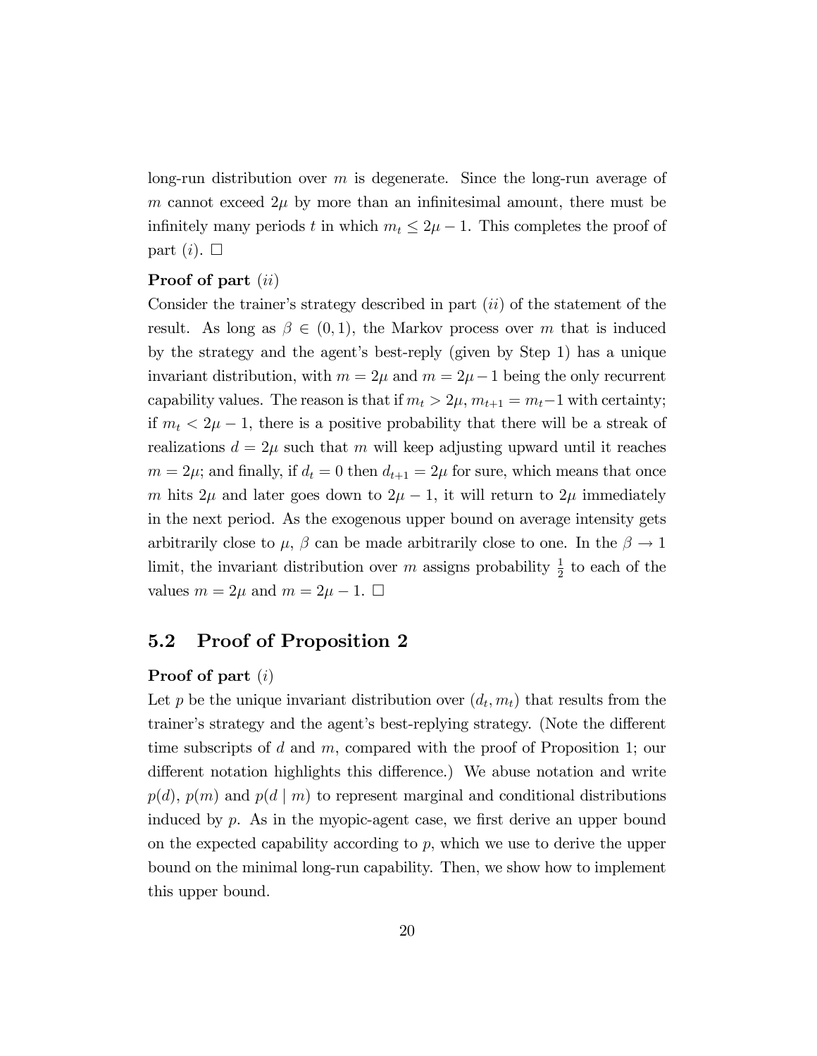long-run distribution over $m$ is degenerate. Since the long-run average of $m$ cannot exceed $2\mu$ by more than an infinitesimal amount, there must be infinitely many periods $t$ in which $m_t \leq 2\mu - 1$. This completes the proof of part $(i)$. $\square$

**Proof of part** $(ii)$

Consider the trainer's strategy described in part $(ii)$ of the statement of the result. As long as $\beta \in (0,1)$, the Markov process over $m$ that is induced by the strategy and the agent's best-reply (given by Step 1) has a unique invariant distribution, with $m = 2\mu$ and $m = 2\mu - 1$ being the only recurrent capability values. The reason is that if $m_t > 2\mu$, $m_{t+1} = m_t - 1$ with certainty; if $m_t < 2\mu - 1$, there is a positive probability that there will be a streak of realizations $d = 2\mu$ such that $m$ will keep adjusting upward until it reaches $m = 2\mu$; and finally, if $d_t = 0$ then $d_{t+1} = 2\mu$ for sure, which means that once $m$ hits $2\mu$ and later goes down to $2\mu - 1$, it will return to $2\mu$ immediately in the next period. As the exogenous upper bound on average intensity gets arbitrarily close to $\mu$, $\beta$ can be made arbitrarily close to one. In the $\beta \to 1$ limit, the invariant distribution over $m$ assigns probability $\frac{1}{2}$ to each of the values $m = 2\mu$ and $m = 2\mu - 1$. $\square$

## 5.2 Proof of Proposition 2

**Proof of part** $(i)$

Let $p$ be the unique invariant distribution over $(d_t, m_t)$ that results from the trainer's strategy and the agent's best-replying strategy. (Note the different time subscripts of $d$ and $m$, compared with the proof of Proposition 1; our different notation highlights this difference.) We abuse notation and write $p(d)$, $p(m)$ and $p(d \mid m)$ to represent marginal and conditional distributions induced by $p$. As in the myopic-agent case, we first derive an upper bound on the expected capability according to $p$, which we use to derive the upper bound on the minimal long-run capability. Then, we show how to implement this upper bound.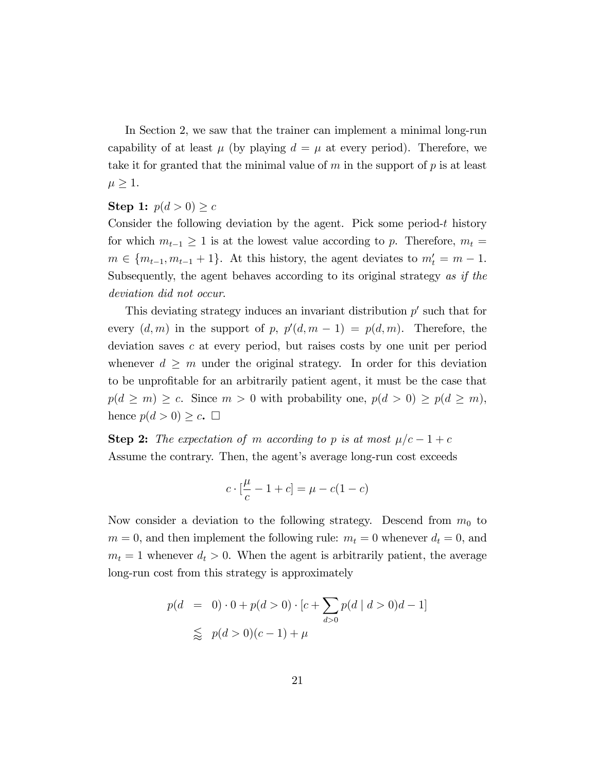In Section 2, we saw that the trainer can implement a minimal long-run capability of at least $\mu$ (by playing $d = \mu$ at every period). Therefore, we take it for granted that the minimal value of $m$ in the support of $p$ is at least $\mu \geq 1$.

**Step 1:** $p(d > 0) \geq c$

Consider the following deviation by the agent. Pick some period-$t$ history for which $m_{t-1} \geq 1$ is at the lowest value according to $p$. Therefore, $m_t = m \in \{m_{t-1}, m_{t-1} + 1\}$. At this history, the agent deviates to $m'_t = m - 1$. Subsequently, the agent behaves according to its original strategy *as if the deviation did not occur.*

This deviating strategy induces an invariant distribution $p'$ such that for every $(d, m)$ in the support of $p$, $p'(d, m-1) = p(d, m)$. Therefore, the deviation saves $c$ at every period, but raises costs by one unit per period whenever $d \geq m$ under the original strategy. In order for this deviation to be unprofitable for an arbitrarily patient agent, it must be the case that $p(d \geq m) \geq c$. Since $m > 0$ with probability one, $p(d > 0) \geq p(d \geq m)$, hence $p(d > 0) \geq c$. $\square$

**Step 2:** *The expectation of $m$ according to $p$ is at most $\mu/c - 1 + c$*

Assume the contrary. Then, the agent's average long-run cost exceeds

$$c \cdot [\frac{\mu}{c} - 1 + c] = \mu - c(1-c)$$

Now consider a deviation to the following strategy. Descend from $m_0$ to $m = 0$, and then implement the following rule: $m_t = 0$ whenever $d_t = 0$, and $m_t = 1$ whenever $d_t > 0$. When the agent is arbitrarily patient, the average long-run cost from this strategy is approximately

$$\begin{aligned} p(d &= 0) \cdot 0 + p(d > 0) \cdot [c + \sum_{d>0} p(d \mid d > 0) d - 1] \\ &\lessapprox p(d > 0)(c-1) + \mu \end{aligned}$$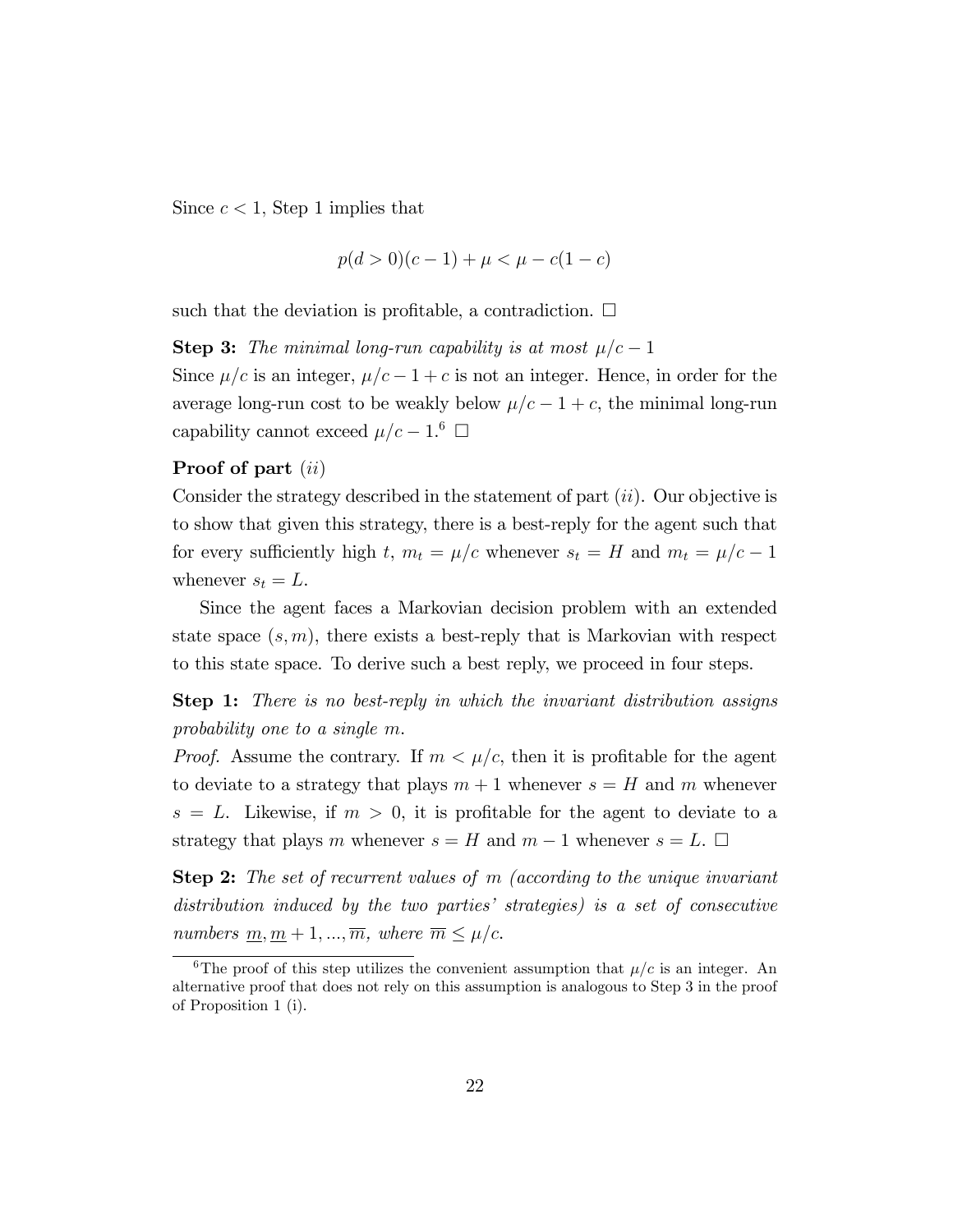Since $c < 1$, Step 1 implies that

$$p(d > 0)(c - 1) + \mu < \mu - c(1 - c)$$

such that the deviation is profitable, a contradiction. □

**Step 3:** *The minimal long-run capability is at most $\mu/c - 1$*

Since $\mu/c$ is an integer, $\mu/c - 1 + c$ is not an integer. Hence, in order for the average long-run cost to be weakly below $\mu/c - 1 + c$, the minimal long-run capability cannot exceed $\mu/c - 1$.[6] □

**Proof of part** (*ii*)

Consider the strategy described in the statement of part (*ii*). Our objective is to show that given this strategy, there is a best-reply for the agent such that for every sufficiently high $t$, $m_t = \mu/c$ whenever $s_t = H$ and $m_t = \mu/c - 1$ whenever $s_t = L$.

Since the agent faces a Markovian decision problem with an extended state space $(s, m)$, there exists a best-reply that is Markovian with respect to this state space. To derive such a best reply, we proceed in four steps.

**Step 1:** *There is no best-reply in which the invariant distribution assigns probability one to a single $m$.*

*Proof.* Assume the contrary. If $m < \mu/c$, then it is profitable for the agent to deviate to a strategy that plays $m + 1$ whenever $s = H$ and $m$ whenever $s = L$. Likewise, if $m > 0$, it is profitable for the agent to deviate to a strategy that plays $m$ whenever $s = H$ and $m - 1$ whenever $s = L$. □

**Step 2:** *The set of recurrent values of $m$ (according to the unique invariant distribution induced by the two parties' strategies) is a set of consecutive numbers $\underline{m}, \underline{m} + 1, ..., \overline{m}$, where $\overline{m} \leq \mu/c$.*

---

[6] The proof of this step utilizes the convenient assumption that $\mu/c$ is an integer. An alternative proof that does not rely on this assumption is analogous to Step 3 in the proof of Proposition 1 (i).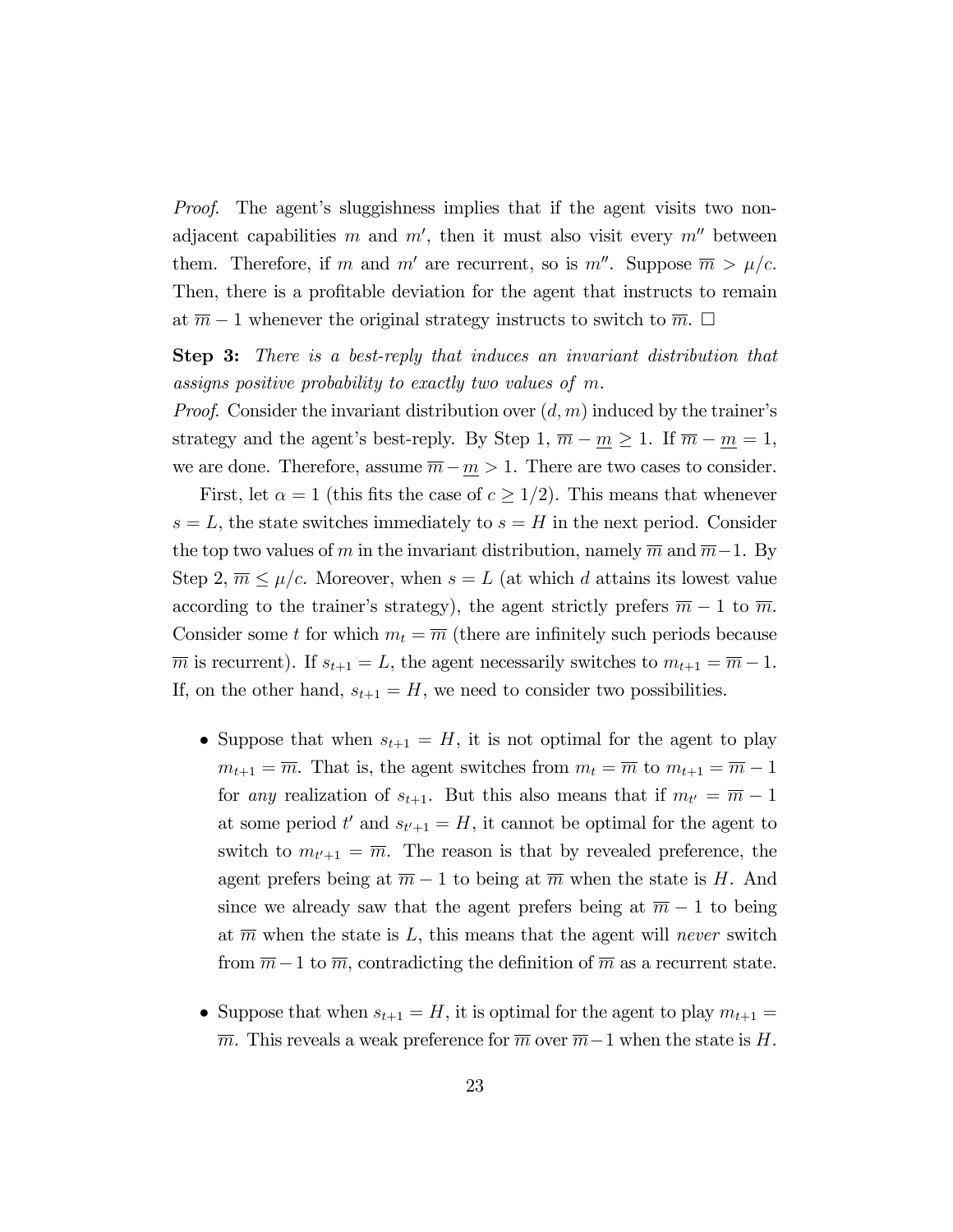*Proof.* The agent's sluggishness implies that if the agent visits two non-adjacent capabilities $m$ and $m'$, then it must also visit every $m''$ between them. Therefore, if $m$ and $m'$ are recurrent, so is $m''$. Suppose $\overline{m} > \mu/c$. Then, there is a profitable deviation for the agent that instructs to remain at $\overline{m} - 1$ whenever the original strategy instructs to switch to $\overline{m}$. $\square$

**Step 3:** *There is a best-reply that induces an invariant distribution that assigns positive probability to exactly two values of $m$.*

*Proof.* Consider the invariant distribution over $(d, m)$ induced by the trainer's strategy and the agent's best-reply. By Step 1, $\overline{m} - \underline{m} \geq 1$. If $\overline{m} - \underline{m} = 1$, we are done. Therefore, assume $\overline{m} - \underline{m} > 1$. There are two cases to consider.

First, let $\alpha = 1$ (this fits the case of $c \geq 1/2$). This means that whenever $s = L$, the state switches immediately to $s = H$ in the next period. Consider the top two values of $m$ in the invariant distribution, namely $\overline{m}$ and $\overline{m} - 1$. By Step 2, $\overline{m} \leq \mu/c$. Moreover, when $s = L$ (at which $d$ attains its lowest value according to the trainer's strategy), the agent strictly prefers $\overline{m} - 1$ to $\overline{m}$. Consider some $t$ for which $m_t = \overline{m}$ (there are infinitely such periods because $\overline{m}$ is recurrent). If $s_{t+1} = L$, the agent necessarily switches to $m_{t+1} = \overline{m} - 1$. If, on the other hand, $s_{t+1} = H$, we need to consider two possibilities.

- Suppose that when $s_{t+1} = H$, it is not optimal for the agent to play $m_{t+1} = \overline{m}$. That is, the agent switches from $m_t = \overline{m}$ to $m_{t+1} = \overline{m} - 1$ for *any* realization of $s_{t+1}$. But this also means that if $m_{t'} = \overline{m} - 1$ at some period $t'$ and $s_{t'+1} = H$, it cannot be optimal for the agent to switch to $m_{t'+1} = \overline{m}$. The reason is that by revealed preference, the agent prefers being at $\overline{m} - 1$ to being at $\overline{m}$ when the state is $H$. And since we already saw that the agent prefers being at $\overline{m} - 1$ to being at $\overline{m}$ when the state is $L$, this means that the agent will *never* switch from $\overline{m} - 1$ to $\overline{m}$, contradicting the definition of $\overline{m}$ as a recurrent state.

- Suppose that when $s_{t+1} = H$, it is optimal for the agent to play $m_{t+1} = \overline{m}$. This reveals a weak preference for $\overline{m}$ over $\overline{m} - 1$ when the state is $H$.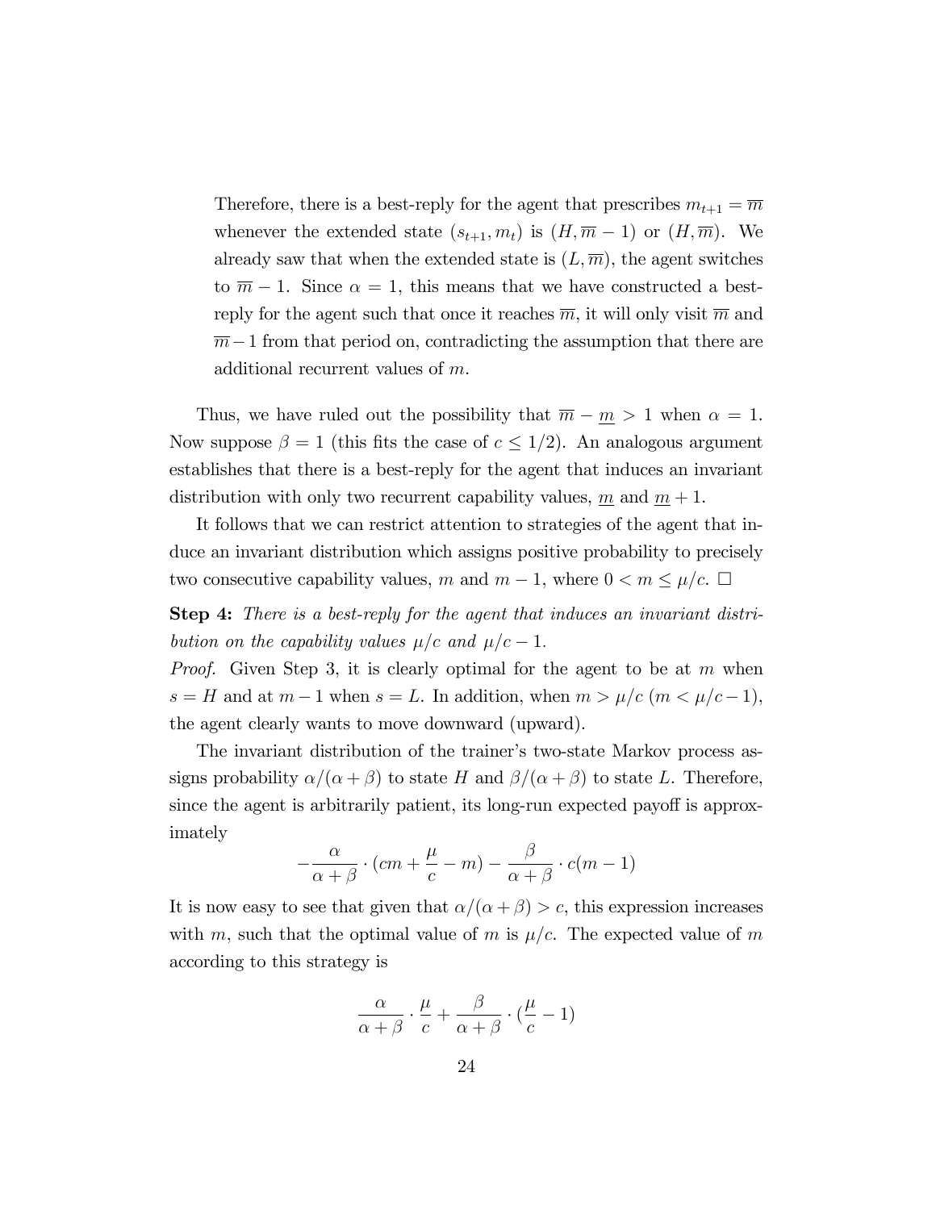Therefore, there is a best-reply for the agent that prescribes $m_{t+1} = \overline{m}$ whenever the extended state $(s_{t+1}, m_t)$ is $(H, \overline{m} - 1)$ or $(H, \overline{m})$. We already saw that when the extended state is $(L, \overline{m})$, the agent switches to $\overline{m} - 1$. Since $\alpha = 1$, this means that we have constructed a best-reply for the agent such that once it reaches $\overline{m}$, it will only visit $\overline{m}$ and $\overline{m} - 1$ from that period on, contradicting the assumption that there are additional recurrent values of $m$.

Thus, we have ruled out the possibility that $\overline{m} - \underline{m} > 1$ when $\alpha = 1$. Now suppose $\beta = 1$ (this fits the case of $c \leq 1/2$). An analogous argument establishes that there is a best-reply for the agent that induces an invariant distribution with only two recurrent capability values, $\underline{m}$ and $\underline{m} + 1$.

It follows that we can restrict attention to strategies of the agent that induce an invariant distribution which assigns positive probability to precisely two consecutive capability values, $m$ and $m - 1$, where $0 < m \leq \mu/c$. $\square$

**Step 4:** *There is a best-reply for the agent that induces an invariant distribution on the capability values $\mu/c$ and $\mu/c - 1$.*

*Proof.* Given Step 3, it is clearly optimal for the agent to be at $m$ when $s = H$ and at $m - 1$ when $s = L$. In addition, when $m > \mu/c$ ($m < \mu/c - 1$), the agent clearly wants to move downward (upward).

The invariant distribution of the trainer's two-state Markov process assigns probability $\alpha/(\alpha + \beta)$ to state $H$ and $\beta/(\alpha + \beta)$ to state $L$. Therefore, since the agent is arbitrarily patient, its long-run expected payoff is approximately

$$-\frac{\alpha}{\alpha + \beta} \cdot (cm + \frac{\mu}{c} - m) - \frac{\beta}{\alpha + \beta} \cdot c(m - 1)$$

It is now easy to see that given that $\alpha/(\alpha + \beta) > c$, this expression increases with $m$, such that the optimal value of $m$ is $\mu/c$. The expected value of $m$ according to this strategy is

$$\frac{\alpha}{\alpha + \beta} \cdot \frac{\mu}{c} + \frac{\beta}{\alpha + \beta} \cdot (\frac{\mu}{c} - 1)$$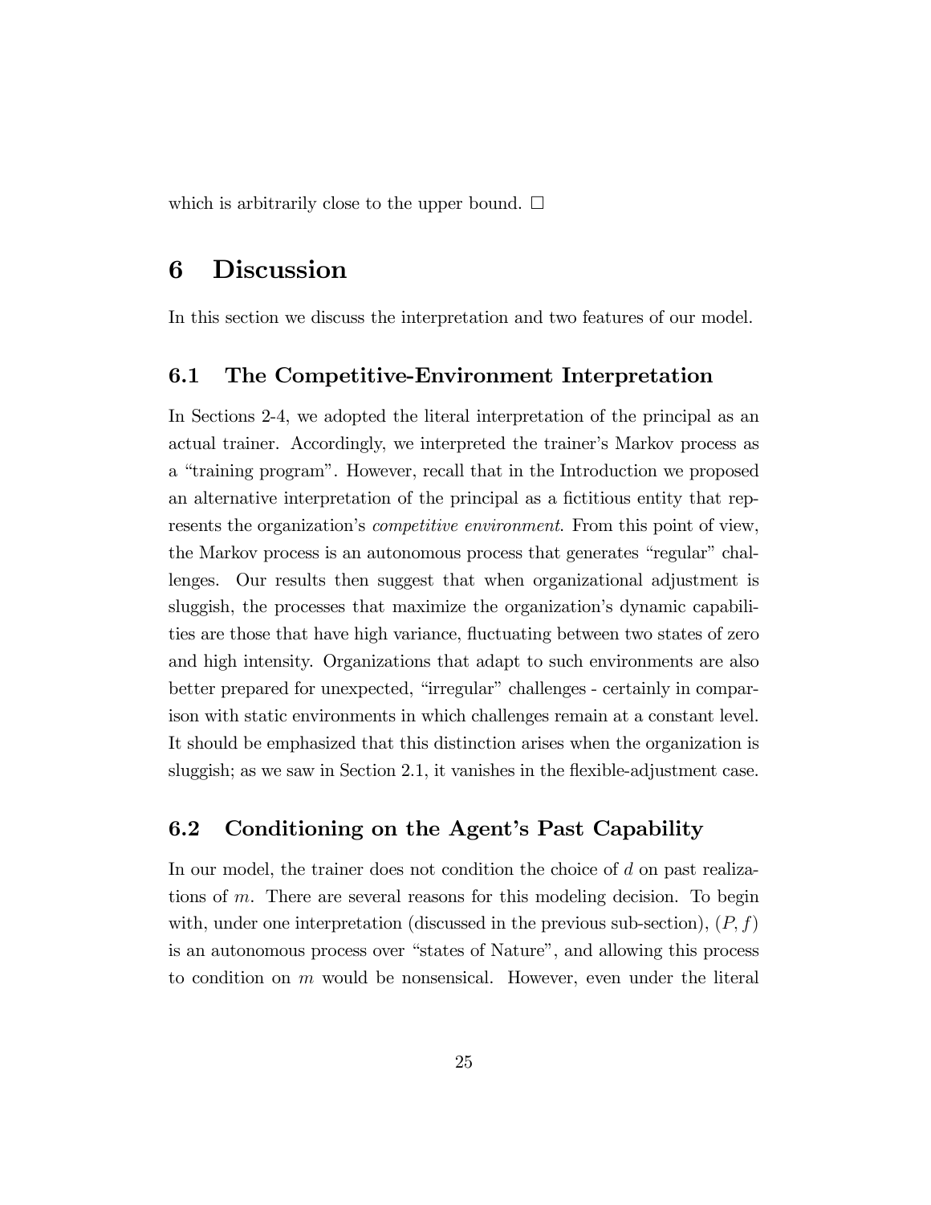which is arbitrarily close to the upper bound. □

# 6 Discussion

In this section we discuss the interpretation and two features of our model.

## 6.1 The Competitive-Environment Interpretation

In Sections 2-4, we adopted the literal interpretation of the principal as an actual trainer. Accordingly, we interpreted the trainer's Markov process as a "training program". However, recall that in the Introduction we proposed an alternative interpretation of the principal as a fictitious entity that represents the organization's *competitive environment*. From this point of view, the Markov process is an autonomous process that generates "regular" challenges. Our results then suggest that when organizational adjustment is sluggish, the processes that maximize the organization's dynamic capabilities are those that have high variance, fluctuating between two states of zero and high intensity. Organizations that adapt to such environments are also better prepared for unexpected, "irregular" challenges - certainly in comparison with static environments in which challenges remain at a constant level. It should be emphasized that this distinction arises when the organization is sluggish; as we saw in Section 2.1, it vanishes in the flexible-adjustment case.

## 6.2 Conditioning on the Agent's Past Capability

In our model, the trainer does not condition the choice of $d$ on past realizations of $m$. There are several reasons for this modeling decision. To begin with, under one interpretation (discussed in the previous sub-section), $(P, f)$ is an autonomous process over "states of Nature", and allowing this process to condition on $m$ would be nonsensical. However, even under the literal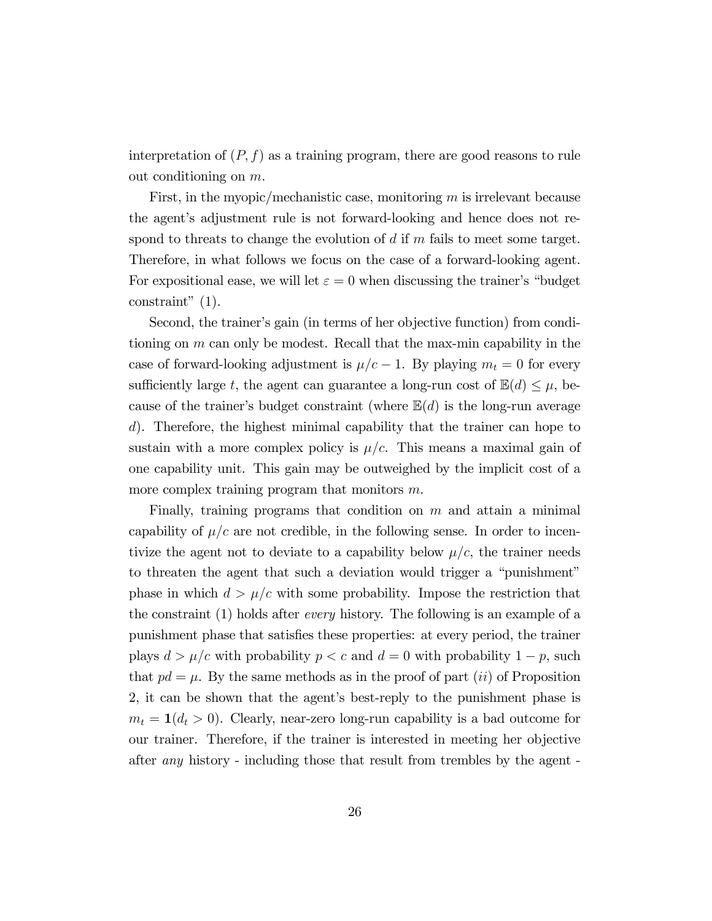interpretation of $(P, f)$ as a training program, there are good reasons to rule out conditioning on $m$.

First, in the myopic/mechanistic case, monitoring $m$ is irrelevant because the agent's adjustment rule is not forward-looking and hence does not respond to threats to change the evolution of $d$ if $m$ fails to meet some target. Therefore, in what follows we focus on the case of a forward-looking agent. For expositional ease, we will let $\varepsilon = 0$ when discussing the trainer's "budget constraint" (1).

Second, the trainer's gain (in terms of her objective function) from conditioning on $m$ can only be modest. Recall that the max-min capability in the case of forward-looking adjustment is $\mu/c - 1$. By playing $m_t = 0$ for every sufficiently large $t$, the agent can guarantee a long-run cost of $\mathbb{E}(d) \leq \mu$, because of the trainer's budget constraint (where $\mathbb{E}(d)$ is the long-run average $d$). Therefore, the highest minimal capability that the trainer can hope to sustain with a more complex policy is $\mu/c$. This means a maximal gain of one capability unit. This gain may be outweighed by the implicit cost of a more complex training program that monitors $m$.

Finally, training programs that condition on $m$ and attain a minimal capability of $\mu/c$ are not credible, in the following sense. In order to incentivize the agent not to deviate to a capability below $\mu/c$, the trainer needs to threaten the agent that such a deviation would trigger a "punishment" phase in which $d > \mu/c$ with some probability. Impose the restriction that the constraint (1) holds after *every* history. The following is an example of a punishment phase that satisfies these properties: at every period, the trainer plays $d > \mu/c$ with probability $p < c$ and $d = 0$ with probability $1 - p$, such that $pd = \mu$. By the same methods as in the proof of part $(ii)$ of Proposition 2, it can be shown that the agent's best-reply to the punishment phase is $m_t = \mathbf{1}(d_t > 0)$. Clearly, near-zero long-run capability is a bad outcome for our trainer. Therefore, if the trainer is interested in meeting her objective after *any* history - including those that result from trembles by the agent -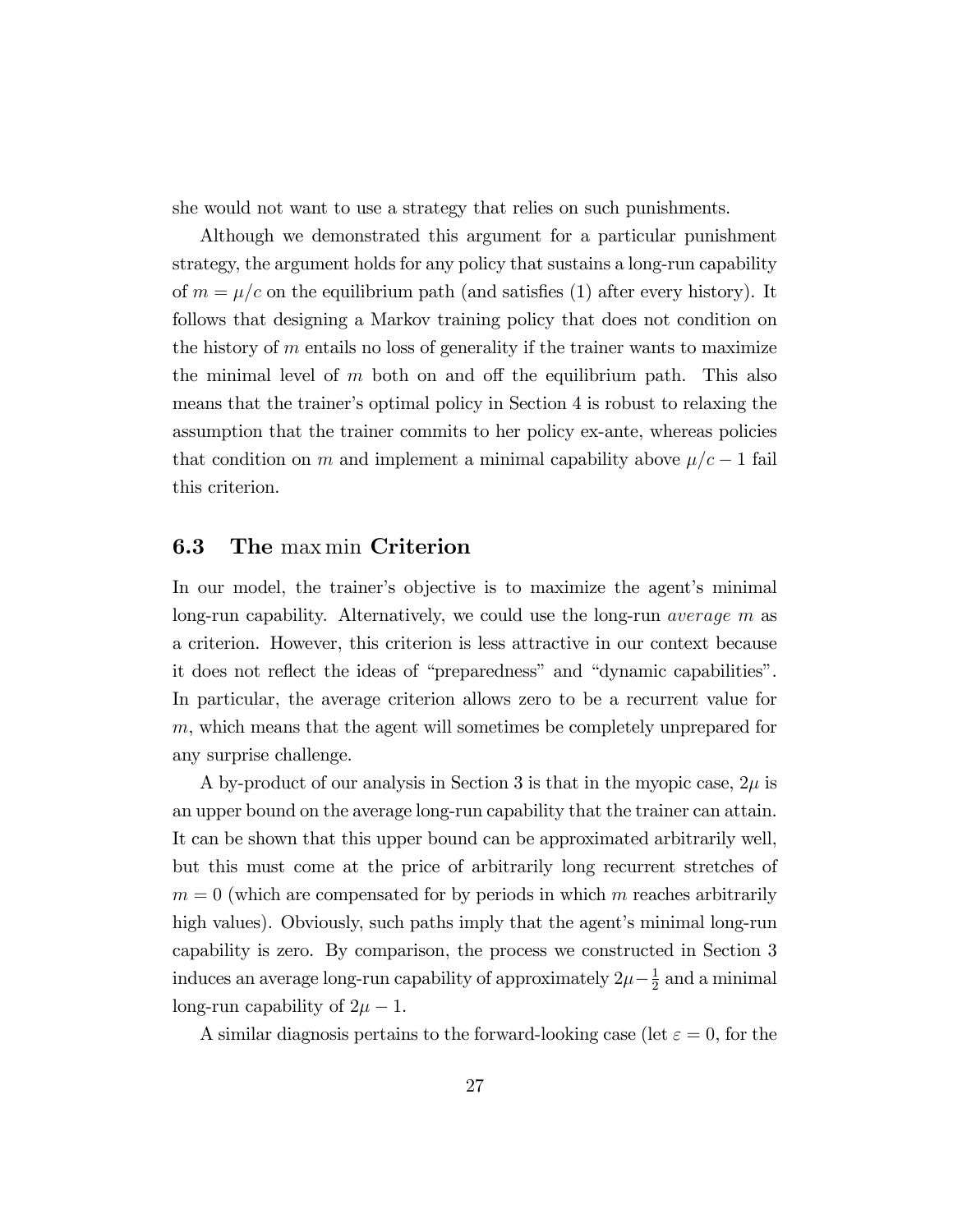she would not want to use a strategy that relies on such punishments.

Although we demonstrated this argument for a particular punishment strategy, the argument holds for any policy that sustains a long-run capability of $m = \mu/c$ on the equilibrium path (and satisfies (1) after every history). It follows that designing a Markov training policy that does not condition on the history of $m$ entails no loss of generality if the trainer wants to maximize the minimal level of $m$ both on and off the equilibrium path. This also means that the trainer's optimal policy in Section 4 is robust to relaxing the assumption that the trainer commits to her policy ex-ante, whereas policies that condition on $m$ and implement a minimal capability above $\mu/c - 1$ fail this criterion.

## 6.3 The $\max\min$ Criterion

In our model, the trainer's objective is to maximize the agent's minimal long-run capability. Alternatively, we could use the long-run *average* $m$ as a criterion. However, this criterion is less attractive in our context because it does not reflect the ideas of "preparedness" and "dynamic capabilities". In particular, the average criterion allows zero to be a recurrent value for $m$, which means that the agent will sometimes be completely unprepared for any surprise challenge.

A by-product of our analysis in Section 3 is that in the myopic case, $2\mu$ is an upper bound on the average long-run capability that the trainer can attain. It can be shown that this upper bound can be approximated arbitrarily well, but this must come at the price of arbitrarily long recurrent stretches of $m = 0$ (which are compensated for by periods in which $m$ reaches arbitrarily high values). Obviously, such paths imply that the agent's minimal long-run capability is zero. By comparison, the process we constructed in Section 3 induces an average long-run capability of approximately $2\mu - \frac{1}{2}$ and a minimal long-run capability of $2\mu - 1$.

A similar diagnosis pertains to the forward-looking case (let $\varepsilon = 0$, for the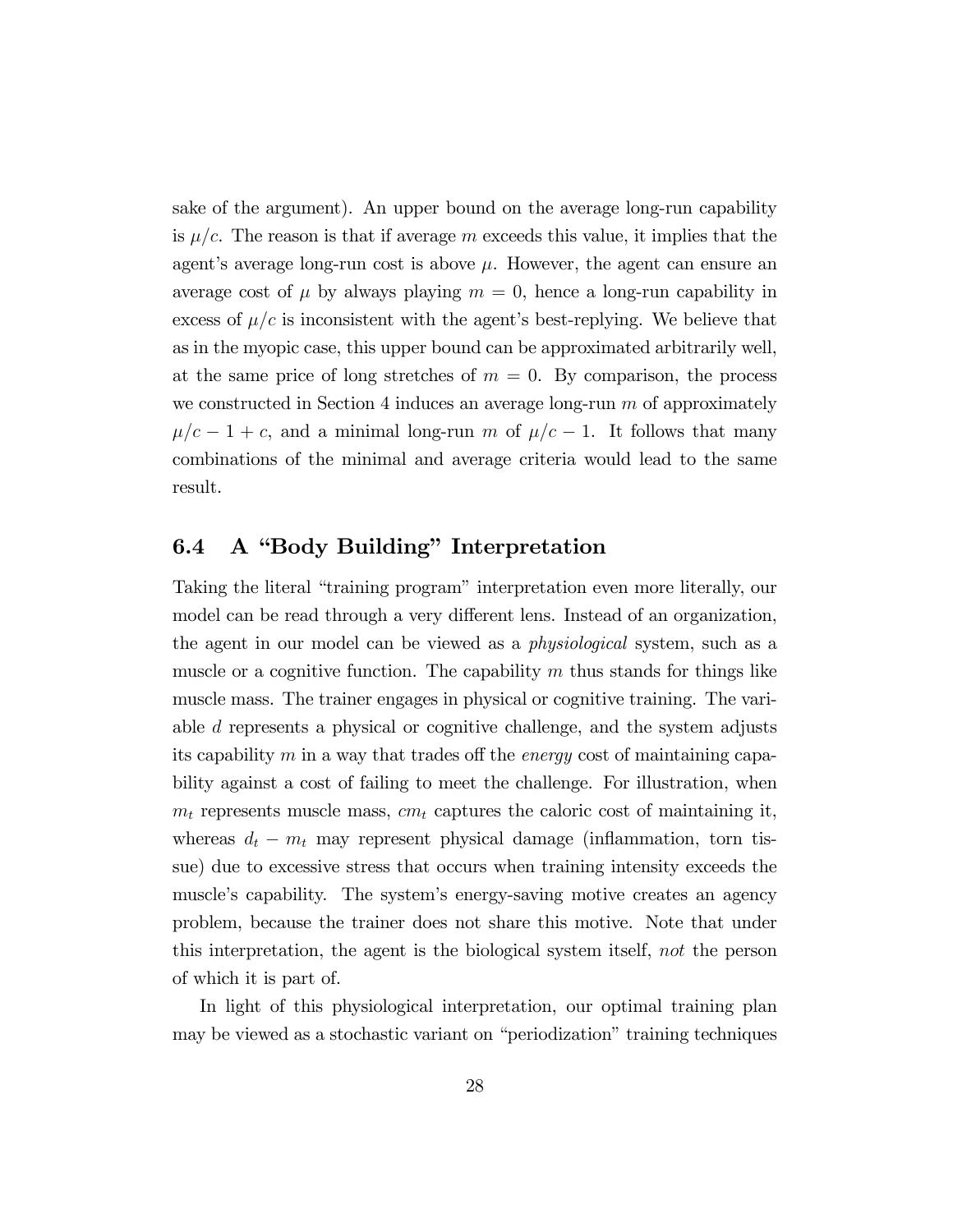sake of the argument). An upper bound on the average long-run capability is $\mu/c$. The reason is that if average $m$ exceeds this value, it implies that the agent's average long-run cost is above $\mu$. However, the agent can ensure an average cost of $\mu$ by always playing $m = 0$, hence a long-run capability in excess of $\mu/c$ is inconsistent with the agent's best-replying. We believe that as in the myopic case, this upper bound can be approximated arbitrarily well, at the same price of long stretches of $m = 0$. By comparison, the process we constructed in Section 4 induces an average long-run $m$ of approximately $\mu/c - 1 + c$, and a minimal long-run $m$ of $\mu/c - 1$. It follows that many combinations of the minimal and average criteria would lead to the same result.

### 6.4 A "Body Building" Interpretation

Taking the literal "training program" interpretation even more literally, our model can be read through a very different lens. Instead of an organization, the agent in our model can be viewed as a *physiological* system, such as a muscle or a cognitive function. The capability $m$ thus stands for things like muscle mass. The trainer engages in physical or cognitive training. The variable $d$ represents a physical or cognitive challenge, and the system adjusts its capability $m$ in a way that trades off the *energy* cost of maintaining capability against a cost of failing to meet the challenge. For illustration, when $m_t$ represents muscle mass, $cm_t$ captures the caloric cost of maintaining it, whereas $d_t - m_t$ may represent physical damage (inflammation, torn tissue) due to excessive stress that occurs when training intensity exceeds the muscle's capability. The system's energy-saving motive creates an agency problem, because the trainer does not share this motive. Note that under this interpretation, the agent is the biological system itself, *not* the person of which it is part of.

In light of this physiological interpretation, our optimal training plan may be viewed as a stochastic variant on "periodization" training techniques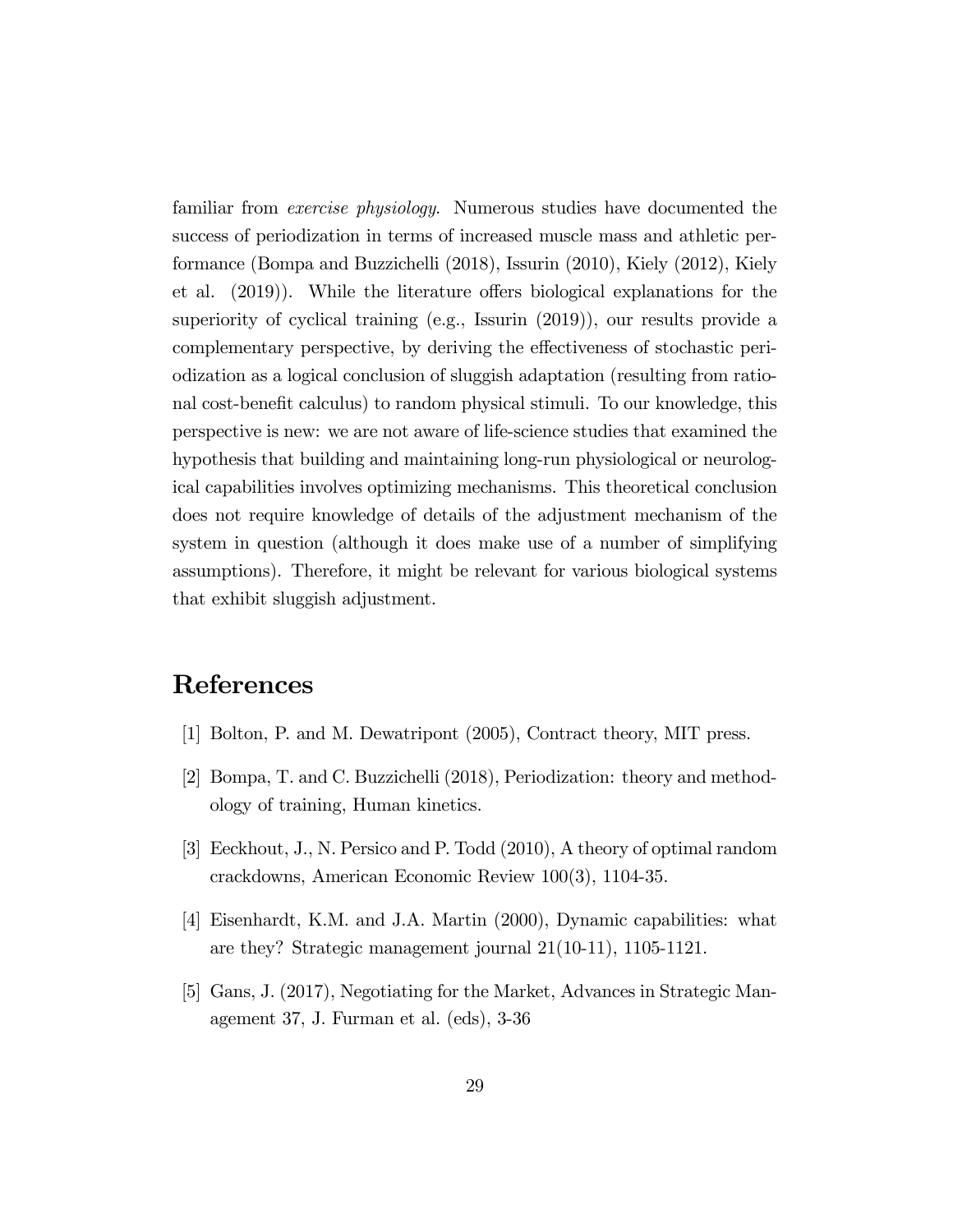familiar from *exercise physiology*. Numerous studies have documented the success of periodization in terms of increased muscle mass and athletic performance (Bompa and Buzzichelli (2018), Issurin (2010), Kiely (2012), Kiely et al. (2019)). While the literature offers biological explanations for the superiority of cyclical training (e.g., Issurin (2019)), our results provide a complementary perspective, by deriving the effectiveness of stochastic periodization as a logical conclusion of sluggish adaptation (resulting from rational cost-benefit calculus) to random physical stimuli. To our knowledge, this perspective is new: we are not aware of life-science studies that examined the hypothesis that building and maintaining long-run physiological or neurological capabilities involves optimizing mechanisms. This theoretical conclusion does not require knowledge of details of the adjustment mechanism of the system in question (although it does make use of a number of simplifying assumptions). Therefore, it might be relevant for various biological systems that exhibit sluggish adjustment.

# References

[1] Bolton, P. and M. Dewatripont (2005), Contract theory, MIT press.

[2] Bompa, T. and C. Buzzichelli (2018), Periodization: theory and methodology of training, Human kinetics.

[3] Eeckhout, J., N. Persico and P. Todd (2010), A theory of optimal random crackdowns, American Economic Review 100(3), 1104-35.

[4] Eisenhardt, K.M. and J.A. Martin (2000), Dynamic capabilities: what are they? Strategic management journal 21(10-11), 1105-1121.

[5] Gans, J. (2017), Negotiating for the Market, Advances in Strategic Management 37, J. Furman et al. (eds), 3-36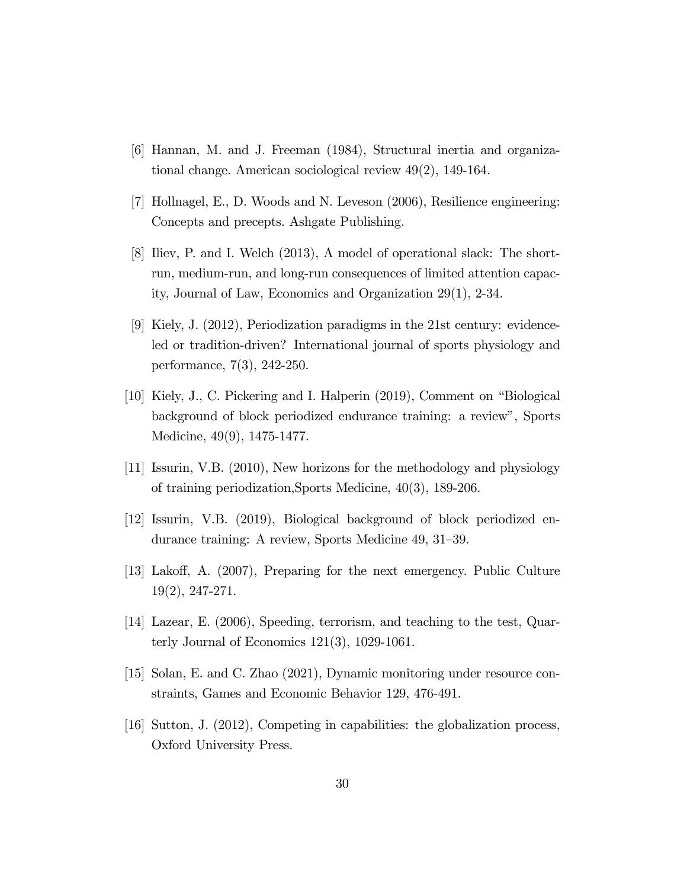[6] Hannan, M. and J. Freeman (1984), Structural inertia and organizational change. American sociological review 49(2), 149-164.

[7] Hollnagel, E., D. Woods and N. Leveson (2006), Resilience engineering: Concepts and precepts. Ashgate Publishing.

[8] Iliev, P. and I. Welch (2013), A model of operational slack: The short-run, medium-run, and long-run consequences of limited attention capacity, Journal of Law, Economics and Organization 29(1), 2-34.

[9] Kiely, J. (2012), Periodization paradigms in the 21st century: evidence-led or tradition-driven? International journal of sports physiology and performance, 7(3), 242-250.

[10] Kiely, J., C. Pickering and I. Halperin (2019), Comment on "Biological background of block periodized endurance training: a review", Sports Medicine, 49(9), 1475-1477.

[11] Issurin, V.B. (2010), New horizons for the methodology and physiology of training periodization,Sports Medicine, 40(3), 189-206.

[12] Issurin, V.B. (2019), Biological background of block periodized endurance training: A review, Sports Medicine 49, 31–39.

[13] Lakoff, A. (2007), Preparing for the next emergency. Public Culture 19(2), 247-271.

[14] Lazear, E. (2006), Speeding, terrorism, and teaching to the test, Quarterly Journal of Economics 121(3), 1029-1061.

[15] Solan, E. and C. Zhao (2021), Dynamic monitoring under resource constraints, Games and Economic Behavior 129, 476-491.

[16] Sutton, J. (2012), Competing in capabilities: the globalization process, Oxford University Press.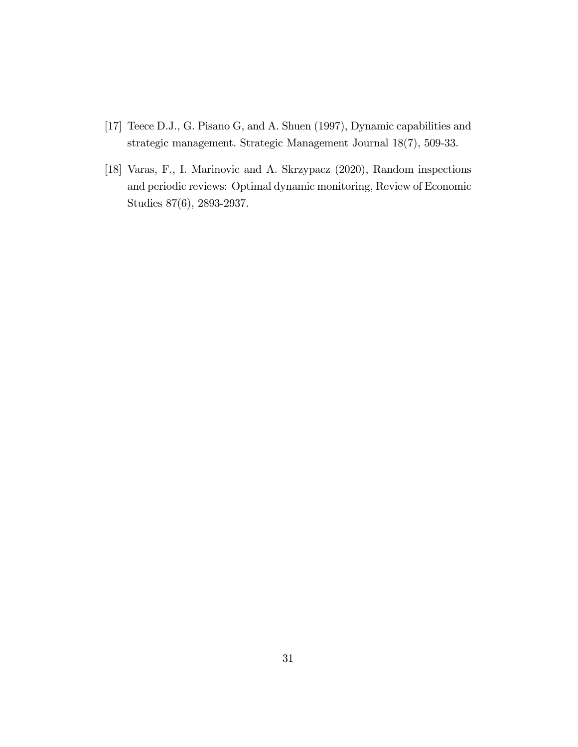[17] Teece D.J., G. Pisano G, and A. Shuen (1997), Dynamic capabilities and strategic management. Strategic Management Journal 18(7), 509-33.

[18] Varas, F., I. Marinovic and A. Skrzypacz (2020), Random inspections and periodic reviews: Optimal dynamic monitoring, Review of Economic Studies 87(6), 2893-2937.